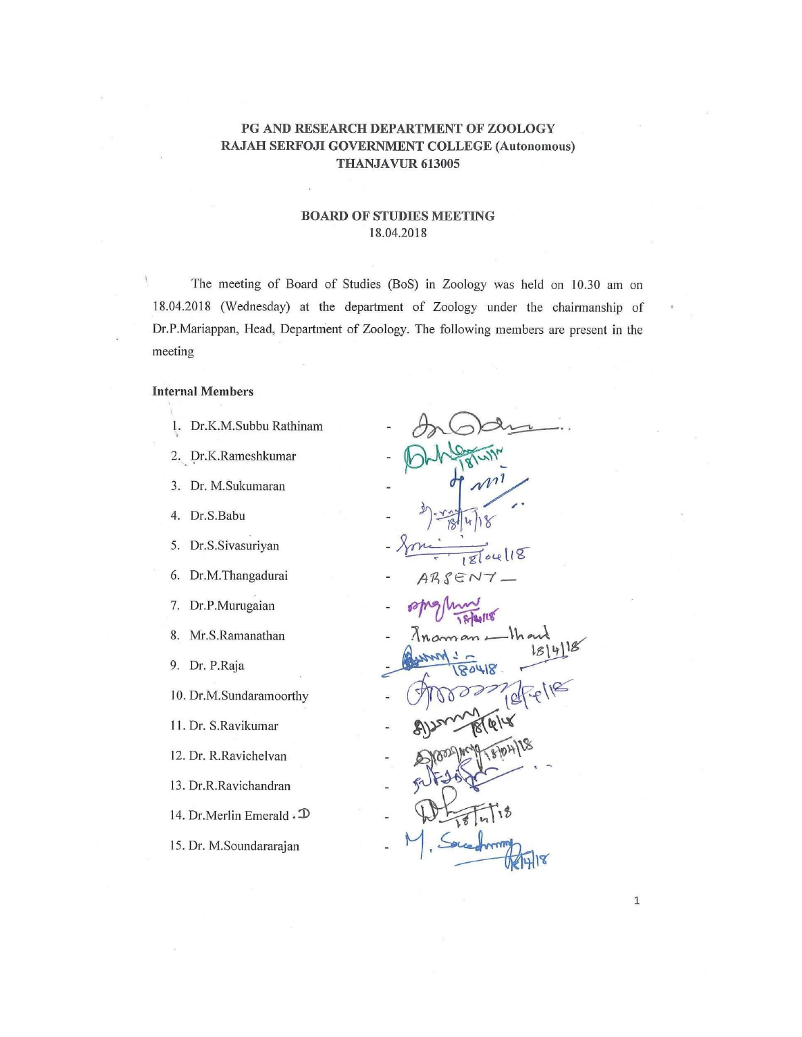**PG AND RESEARCH DEPARTMENT OF ZOOLOGY**
**RAJAH SERFOJI GOVERNMENT COLLEGE (Autonomous)**
**THANJAVUR 613005**

**BOARD OF STUDIES MEETING**
18.04.2018

The meeting of Board of Studies (BoS) in Zoology was held on 10.30 am on 18.04.2018 (Wednesday) at the department of Zoology under the chairmanship of Dr.P.Mariappan, Head, Department of Zoology. The following members are present in the meeting

**Internal Members**

1. Dr.K.M.Subbu Rathinam -
2. Dr.K.Rameshkumar - 18/4/18
3. Dr. M.Sukumaran -
4. Dr.S.Babu - 18/4/18
5. Dr.S.Sivasuriyan - 18/04/18
6. Dr.M.Thangadurai - ABSENT —
7. Dr.P.Murugaian - 18/4/18
8. Mr.S.Ramanathan - 18/4/18
9. Dr. P.Raja - 18.04.18
10. Dr.M.Sundaramoorthy - 18/4/18
11. Dr. S.Ravikumar - 18/4/18
12. Dr. R.Ravichelvan - 18/04/18
13. Dr.R.Ravichandran -
14. Dr.Merlin Emerald . D - 18/4/18
15. Dr. M.Soundararajan - M. Soundararajan 18/4/18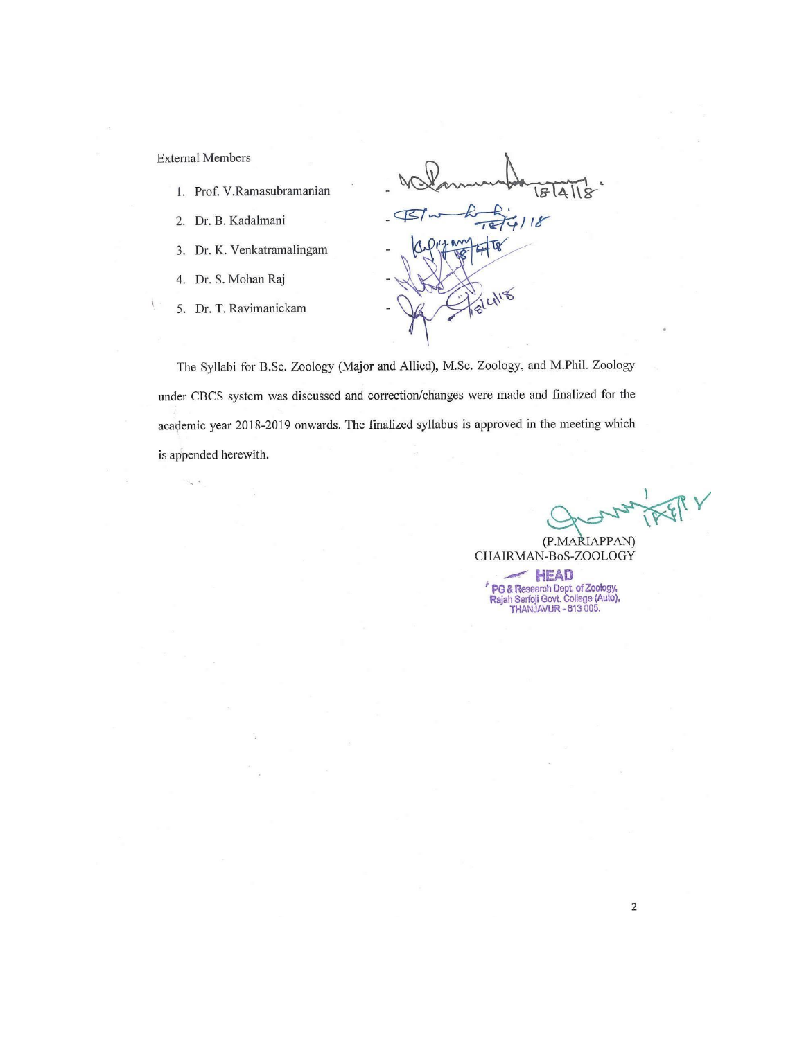External Members

1. Prof. V.Ramasubramanian -
2. Dr. B. Kadalmani -
3. Dr. K. Venkatramalingam -
4. Dr. S. Mohan Raj -
5. Dr. T. Ravimanickam -

The Syllabi for B.Sc. Zoology (Major and Allied), M.Sc. Zoology, and M.Phil. Zoology under CBCS system was discussed and correction/changes were made and finalized for the academic year 2018-2019 onwards. The finalized syllabus is approved in the meeting which is appended herewith.

(P.MARIAPPAN)
CHAIRMAN-BoS-ZOOLOGY

HEAD
PG & Research Dept. of Zoology,
Rajah Serfoji Govt. College (Auto),
THANJAVUR - 613 005.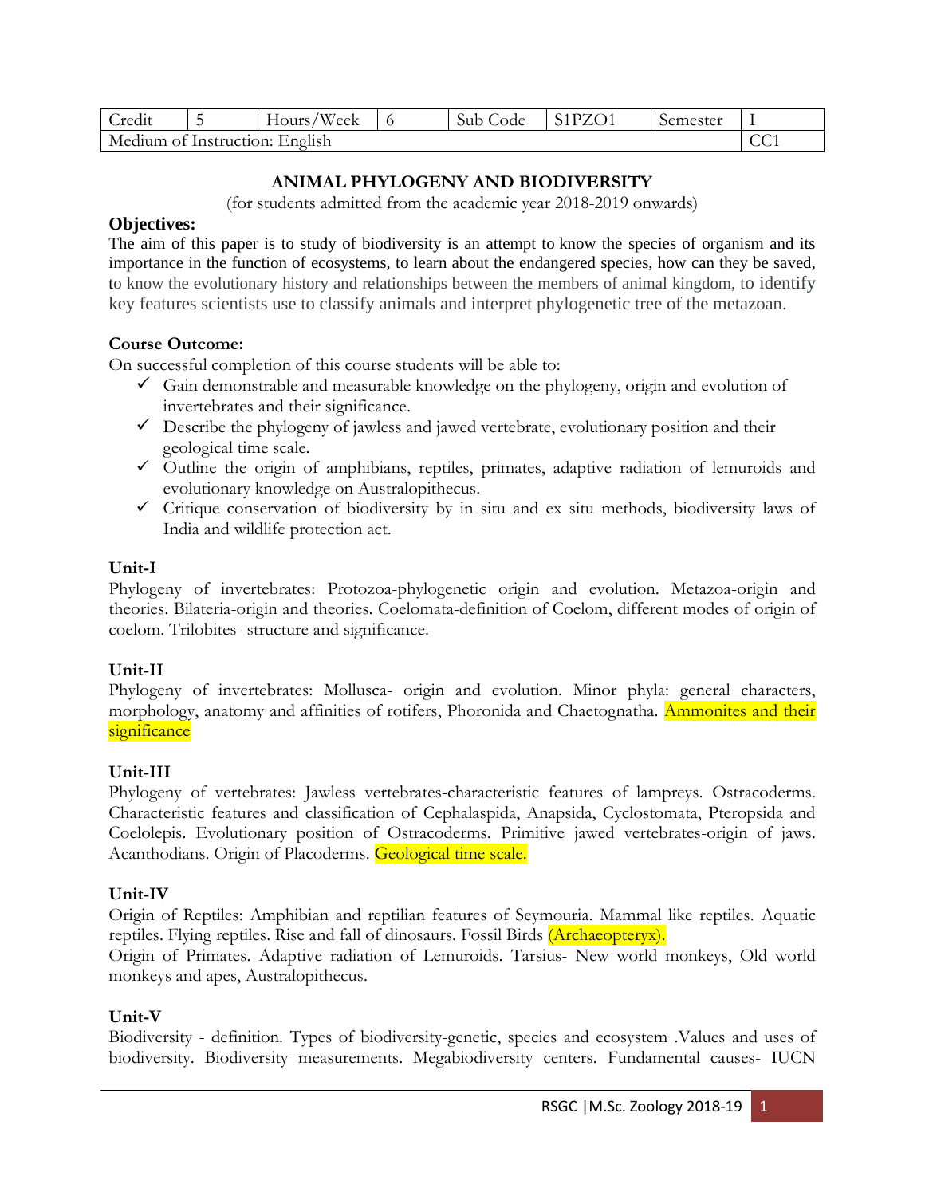| Credit | 5 | Hours/Week | 6 | Sub Code | S1PZO1 | Semester | I |
|---|---|---|---|---|---|---|---|
| Medium of Instruction: English | | | | | | | CC1 |

## ANIMAL PHYLOGENY AND BIODIVERSITY

(for students admitted from the academic year 2018-2019 onwards)

### Objectives:

The aim of this paper is to study of biodiversity is an attempt to know the species of organism and its importance in the function of ecosystems, to learn about the endangered species, how can they be saved, to know the evolutionary history and relationships between the members of animal kingdom, to identify key features scientists use to classify animals and interpret phylogenetic tree of the metazoan.

### Course Outcome:

On successful completion of this course students will be able to:

- ✓ Gain demonstrable and measurable knowledge on the phylogeny, origin and evolution of invertebrates and their significance.
- ✓ Describe the phylogeny of jawless and jawed vertebrate, evolutionary position and their geological time scale.
- ✓ Outline the origin of amphibians, reptiles, primates, adaptive radiation of lemuroids and evolutionary knowledge on Australopithecus.
- ✓ Critique conservation of biodiversity by in situ and ex situ methods, biodiversity laws of India and wildlife protection act.

### Unit-I

Phylogeny of invertebrates: Protozoa-phylogenetic origin and evolution. Metazoa-origin and theories. Bilateria-origin and theories. Coelomata-definition of Coelom, different modes of origin of coelom. Trilobites- structure and significance.

### Unit-II

Phylogeny of invertebrates: Mollusca- origin and evolution. Minor phyla: general characters, morphology, anatomy and affinities of rotifers, Phoronida and Chaetognatha. Ammonites and their significance

### Unit-III

Phylogeny of vertebrates: Jawless vertebrates-characteristic features of lampreys. Ostracoderms. Characteristic features and classification of Cephalaspida, Anapsida, Cyclostomata, Pteropsida and Coelolepis. Evolutionary position of Ostracoderms. Primitive jawed vertebrates-origin of jaws. Acanthodians. Origin of Placoderms. Geological time scale.

### Unit-IV

Origin of Reptiles: Amphibian and reptilian features of Seymouria. Mammal like reptiles. Aquatic reptiles. Flying reptiles. Rise and fall of dinosaurs. Fossil Birds (Archaeopteryx).

Origin of Primates. Adaptive radiation of Lemuroids. Tarsius- New world monkeys, Old world monkeys and apes, Australopithecus.

### Unit-V

Biodiversity - definition. Types of biodiversity-genetic, species and ecosystem .Values and uses of biodiversity. Biodiversity measurements. Megabiodiversity centers. Fundamental causes- IUCN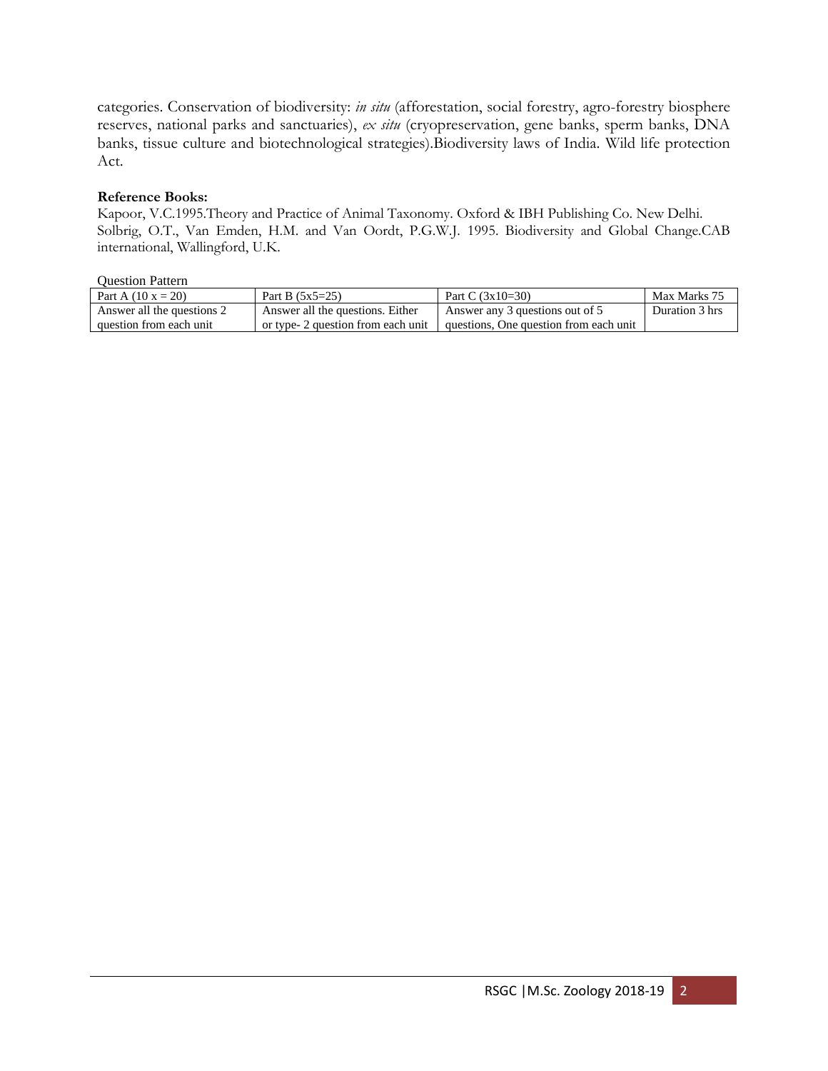categories. Conservation of biodiversity: *in situ* (afforestation, social forestry, agro-forestry biosphere reserves, national parks and sanctuaries), *ex situ* (cryopreservation, gene banks, sperm banks, DNA banks, tissue culture and biotechnological strategies).Biodiversity laws of India. Wild life protection Act.

**Reference Books:**

Kapoor, V.C.1995.Theory and Practice of Animal Taxonomy. Oxford & IBH Publishing Co. New Delhi.
Solbrig, O.T., Van Emden, H.M. and Van Oordt, P.G.W.J. 1995. Biodiversity and Global Change.CAB international, Wallingford, U.K.

Question Pattern

| Part A (10 x = 20) | Part B (5x5=25) | Part C (3x10=30) | Max Marks 75 |
|---|---|---|---|
| Answer all the questions 2 question from each unit | Answer all the questions. Either or type- 2 question from each unit | Answer any 3 questions out of 5 questions, One question from each unit | Duration 3 hrs |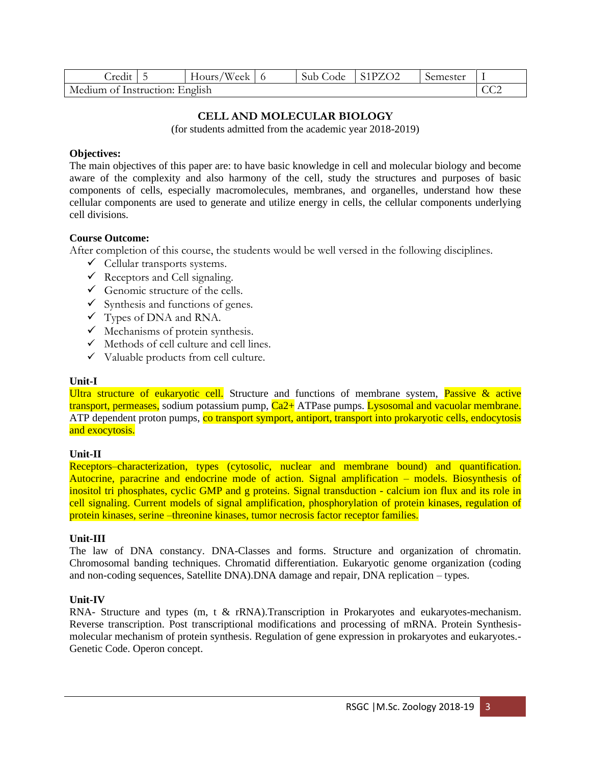| Credit | 5 | Hours/Week | 6 | Sub Code | S1PZO2 | Semester | I |
|---|---|---|---|---|---|---|---|
| Medium of Instruction: English | | | | | | | CC2 |

## CELL AND MOLECULAR BIOLOGY

(for students admitted from the academic year 2018-2019)

**Objectives:**

The main objectives of this paper are: to have basic knowledge in cell and molecular biology and become aware of the complexity and also harmony of the cell, study the structures and purposes of basic components of cells, especially macromolecules, membranes, and organelles, understand how these cellular components are used to generate and utilize energy in cells, the cellular components underlying cell divisions.

**Course Outcome:**

After completion of this course, the students would be well versed in the following disciplines.

- ✓ Cellular transports systems.
- ✓ Receptors and Cell signaling.
- ✓ Genomic structure of the cells.
- ✓ Synthesis and functions of genes.
- ✓ Types of DNA and RNA.
- ✓ Mechanisms of protein synthesis.
- ✓ Methods of cell culture and cell lines.
- ✓ Valuable products from cell culture.

**Unit-I**

Ultra structure of eukaryotic cell. Structure and functions of membrane system, Passive & active transport, permeases, sodium potassium pump, $Ca^{2+}$ ATPase pumps. Lysosomal and vacuolar membrane. ATP dependent proton pumps, co transport symport, antiport, transport into prokaryotic cells, endocytosis and exocytosis.

**Unit-II**

Receptors–characterization, types (cytosolic, nuclear and membrane bound) and quantification. Autocrine, paracrine and endocrine mode of action. Signal amplification – models. Biosynthesis of inositol tri phosphates, cyclic GMP and g proteins. Signal transduction - calcium ion flux and its role in cell signaling. Current models of signal amplification, phosphorylation of protein kinases, regulation of protein kinases, serine –threonine kinases, tumor necrosis factor receptor families.

**Unit-III**

The law of DNA constancy. DNA-Classes and forms. Structure and organization of chromatin. Chromosomal banding techniques. Chromatid differentiation. Eukaryotic genome organization (coding and non-coding sequences, Satellite DNA).DNA damage and repair, DNA replication – types.

**Unit-IV**

RNA- Structure and types (m, t & rRNA).Transcription in Prokaryotes and eukaryotes-mechanism. Reverse transcription. Post transcriptional modifications and processing of mRNA. Protein Synthesis-molecular mechanism of protein synthesis. Regulation of gene expression in prokaryotes and eukaryotes.- Genetic Code. Operon concept.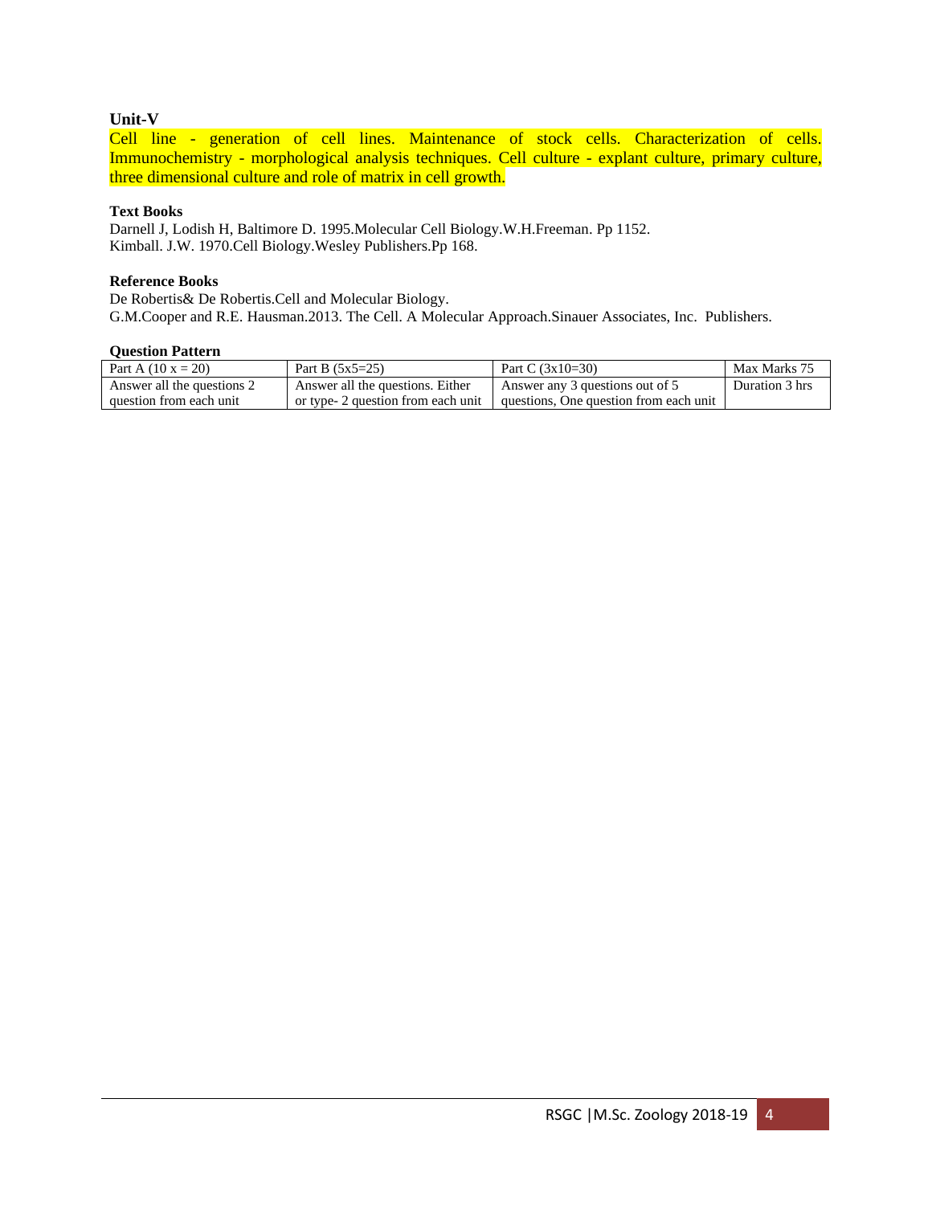**Unit-V**

Cell line - generation of cell lines. Maintenance of stock cells. Characterization of cells. Immunochemistry - morphological analysis techniques. Cell culture - explant culture, primary culture, three dimensional culture and role of matrix in cell growth.

**Text Books**

Darnell J, Lodish H, Baltimore D. 1995.Molecular Cell Biology.W.H.Freeman. Pp 1152.
Kimball. J.W. 1970.Cell Biology.Wesley Publishers.Pp 168.

**Reference Books**

De Robertis& De Robertis.Cell and Molecular Biology.
G.M.Cooper and R.E. Hausman.2013. The Cell. A Molecular Approach.Sinauer Associates, Inc. Publishers.

**Question Pattern**

| Part A (10 x = 20) | Part B (5x5=25) | Part C (3x10=30) | Max Marks 75 |
|---|---|---|---|
| Answer all the questions 2 question from each unit | Answer all the questions. Either or type- 2 question from each unit | Answer any 3 questions out of 5 questions, One question from each unit | Duration 3 hrs |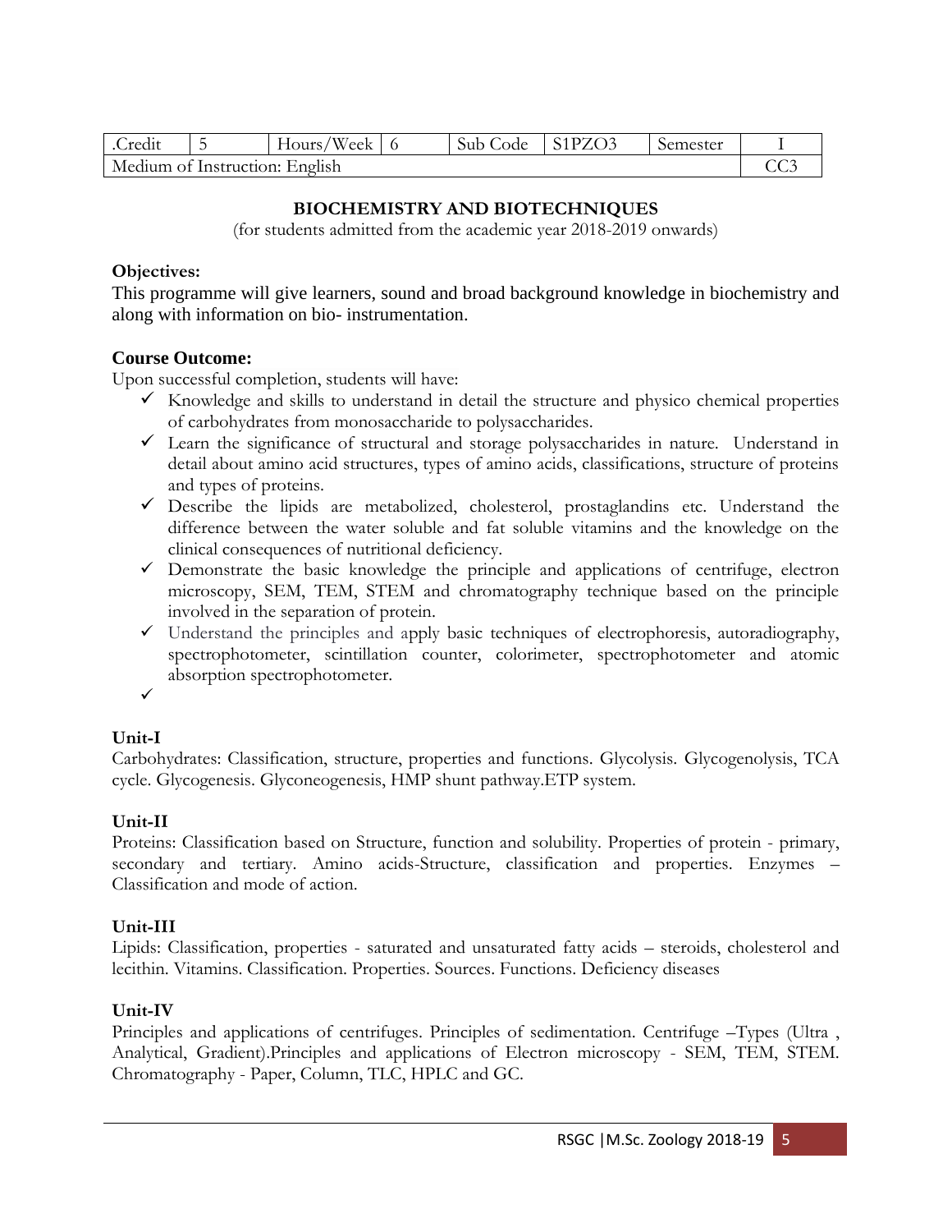| .Credit | 5 | Hours/Week | 6 | Sub Code | S1PZO3 | Semester | I |
|---|---|---|---|---|---|---|---|
| Medium of Instruction: English | | | | | | | CC3 |

## BIOCHEMISTRY AND BIOTECHNIQUES

(for students admitted from the academic year 2018-2019 onwards)

**Objectives:**

This programme will give learners, sound and broad background knowledge in biochemistry and along with information on bio- instrumentation.

**Course Outcome:**

Upon successful completion, students will have:

- ✓ Knowledge and skills to understand in detail the structure and physico chemical properties of carbohydrates from monosaccharide to polysaccharides.
- ✓ Learn the significance of structural and storage polysaccharides in nature. Understand in detail about amino acid structures, types of amino acids, classifications, structure of proteins and types of proteins.
- ✓ Describe the lipids are metabolized, cholesterol, prostaglandins etc. Understand the difference between the water soluble and fat soluble vitamins and the knowledge on the clinical consequences of nutritional deficiency.
- ✓ Demonstrate the basic knowledge the principle and applications of centrifuge, electron microscopy, SEM, TEM, STEM and chromatography technique based on the principle involved in the separation of protein.
- ✓ Understand the principles and apply basic techniques of electrophoresis, autoradiography, spectrophotometer, scintillation counter, colorimeter, spectrophotometer and atomic absorption spectrophotometer.
- ✓

**Unit-I**

Carbohydrates: Classification, structure, properties and functions. Glycolysis. Glycogenolysis, TCA cycle. Glycogenesis. Glyconeogenesis, HMP shunt pathway.ETP system.

**Unit-II**

Proteins: Classification based on Structure, function and solubility. Properties of protein - primary, secondary and tertiary. Amino acids-Structure, classification and properties. Enzymes – Classification and mode of action.

**Unit-III**

Lipids: Classification, properties - saturated and unsaturated fatty acids – steroids, cholesterol and lecithin. Vitamins. Classification. Properties. Sources. Functions. Deficiency diseases

**Unit-IV**

Principles and applications of centrifuges. Principles of sedimentation. Centrifuge –Types (Ultra , Analytical, Gradient).Principles and applications of Electron microscopy - SEM, TEM, STEM. Chromatography - Paper, Column, TLC, HPLC and GC.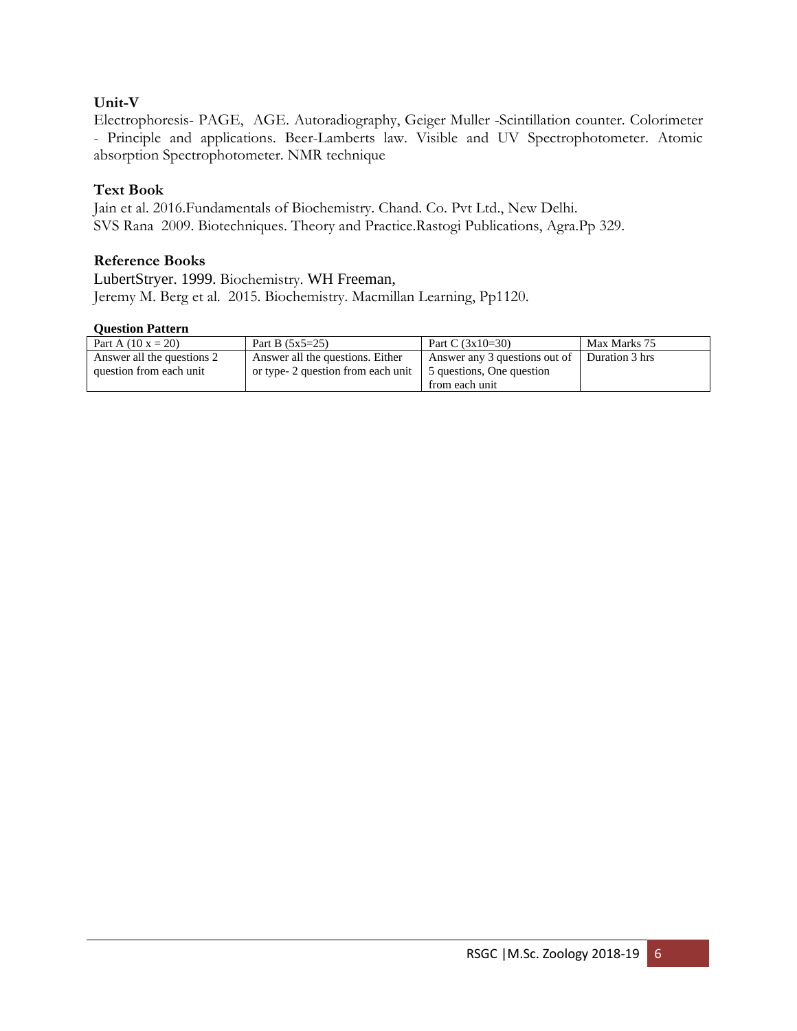### Unit-V

Electrophoresis- PAGE, AGE. Autoradiography, Geiger Muller -Scintillation counter. Colorimeter - Principle and applications. Beer-Lamberts law. Visible and UV Spectrophotometer. Atomic absorption Spectrophotometer. NMR technique

### Text Book

Jain et al. 2016.Fundamentals of Biochemistry. Chand. Co. Pvt Ltd., New Delhi.
SVS Rana 2009. Biotechniques. Theory and Practice.Rastogi Publications, Agra.Pp 329.

### Reference Books

LubertStryer. 1999. Biochemistry. WH Freeman,
Jeremy M. Berg et al. 2015. Biochemistry. Macmillan Learning, Pp1120.

**Question Pattern**

| Part A (10 x = 20) | Part B (5x5=25) | Part C (3x10=30) | Max Marks 75 |
|---|---|---|---|
| Answer all the questions 2 question from each unit | Answer all the questions. Either or type- 2 question from each unit | Answer any 3 questions out of 5 questions, One question from each unit | Duration 3 hrs |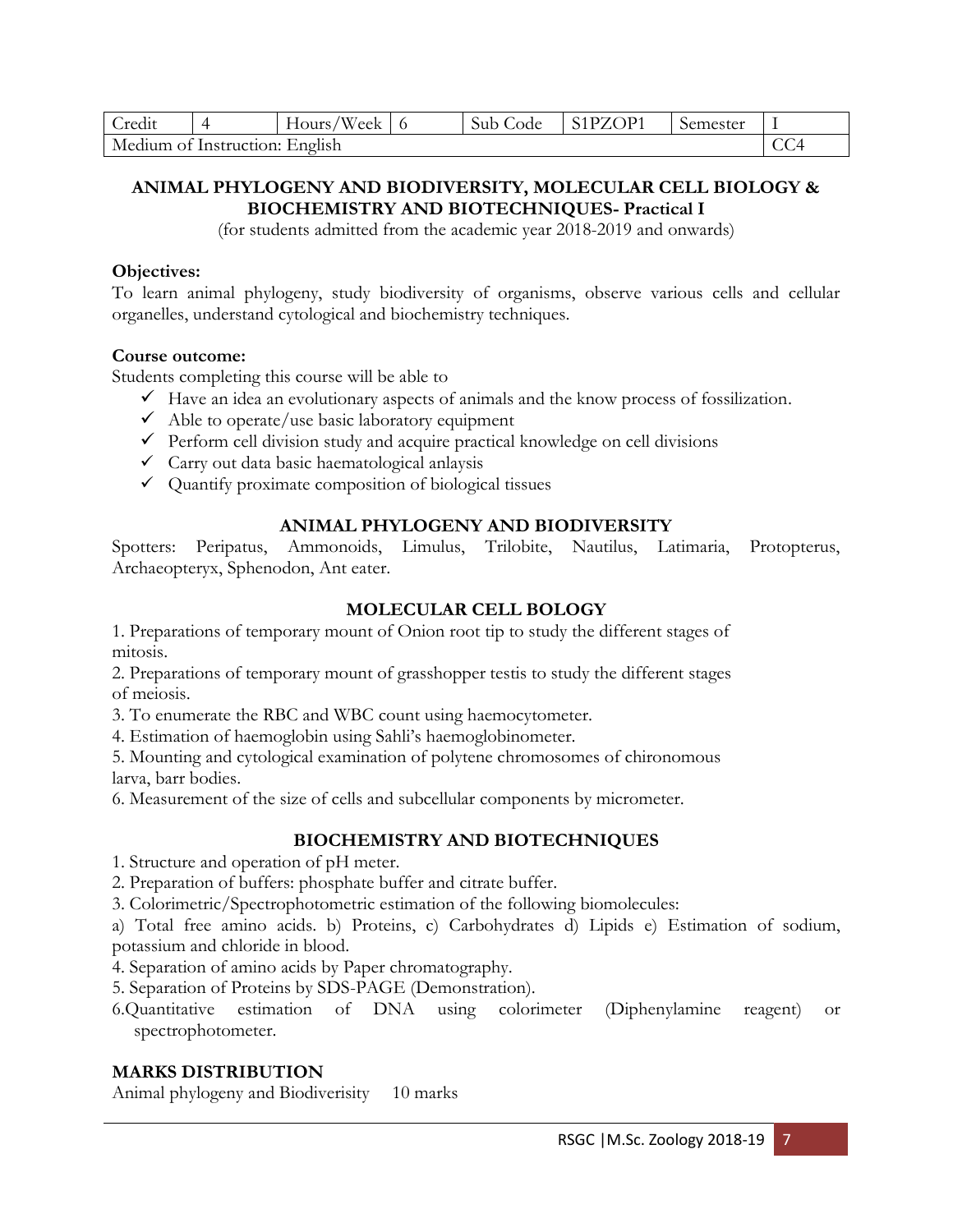| Credit | 4 | Hours/Week | 6 | Sub Code | S1PZOP1 | Semester | I |
|---|---|---|---|---|---|---|---|
| Medium of Instruction: English | | | | | | | CC4 |

## ANIMAL PHYLOGENY AND BIODIVERSITY, MOLECULAR CELL BIOLOGY & BIOCHEMISTRY AND BIOTECHNIQUES- Practical I

(for students admitted from the academic year 2018-2019 and onwards)

**Objectives:**

To learn animal phylogeny, study biodiversity of organisms, observe various cells and cellular organelles, understand cytological and biochemistry techniques.

**Course outcome:**

Students completing this course will be able to

- ✓ Have an idea an evolutionary aspects of animals and the know process of fossilization.
- ✓ Able to operate/use basic laboratory equipment
- ✓ Perform cell division study and acquire practical knowledge on cell divisions
- ✓ Carry out data basic haematological anlaysis
- ✓ Quantify proximate composition of biological tissues

### ANIMAL PHYLOGENY AND BIODIVERSITY

Spotters: Peripatus, Ammonoids, Limulus, Trilobite, Nautilus, Latimaria, Protopterus, Archaeopteryx, Sphenodon, Ant eater.

### MOLECULAR CELL BOLOGY

1. Preparations of temporary mount of Onion root tip to study the different stages of mitosis.
2. Preparations of temporary mount of grasshopper testis to study the different stages of meiosis.
3. To enumerate the RBC and WBC count using haemocytometer.
4. Estimation of haemoglobin using Sahli's haemoglobinometer.
5. Mounting and cytological examination of polytene chromosomes of chironomous larva, barr bodies.
6. Measurement of the size of cells and subcellular components by micrometer.

### BIOCHEMISTRY AND BIOTECHNIQUES

1. Structure and operation of pH meter.
2. Preparation of buffers: phosphate buffer and citrate buffer.
3. Colorimetric/Spectrophotometric estimation of the following biomolecules:

a) Total free amino acids. b) Proteins, c) Carbohydrates d) Lipids e) Estimation of sodium, potassium and chloride in blood.

4. Separation of amino acids by Paper chromatography.
5. Separation of Proteins by SDS-PAGE (Demonstration).
6. Quantitative estimation of DNA using colorimeter (Diphenylamine reagent) or spectrophotometer.

**MARKS DISTRIBUTION**

Animal phylogeny and Biodiverisity 10 marks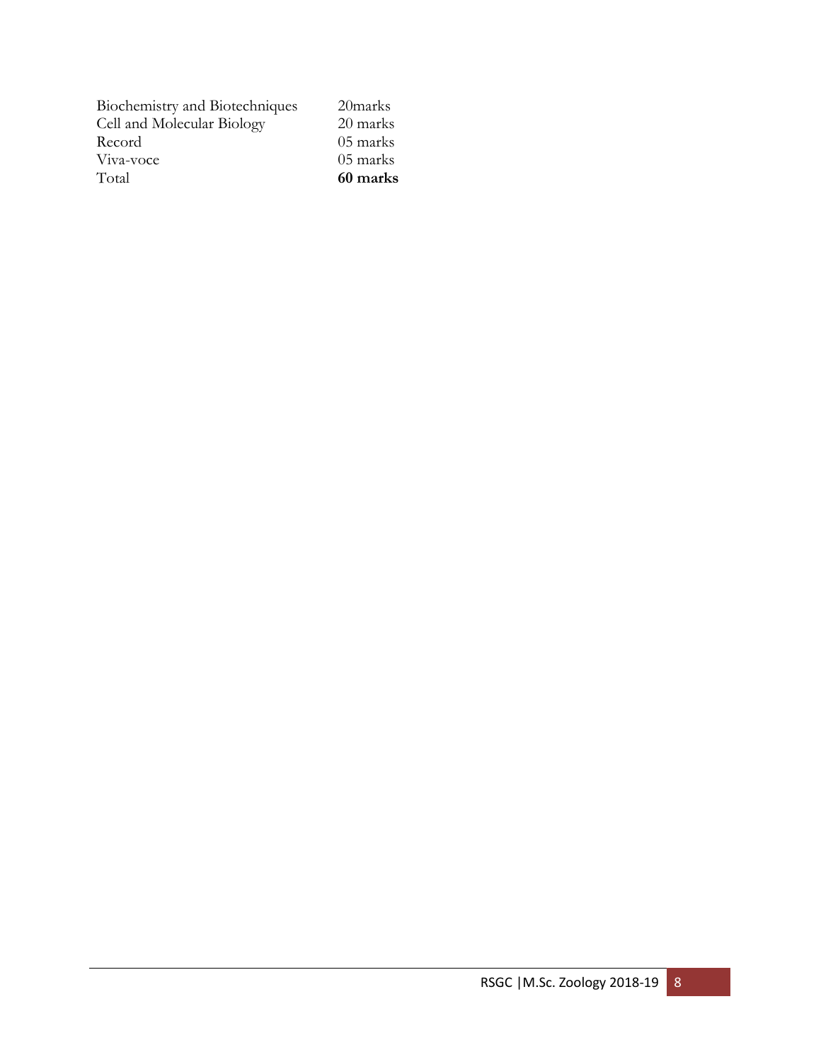| | |
|---|---|
| Biochemistry and Biotechniques | 20marks |
| Cell and Molecular Biology | 20 marks |
| Record | 05 marks |
| Viva-voce | 05 marks |
| Total | **60 marks** |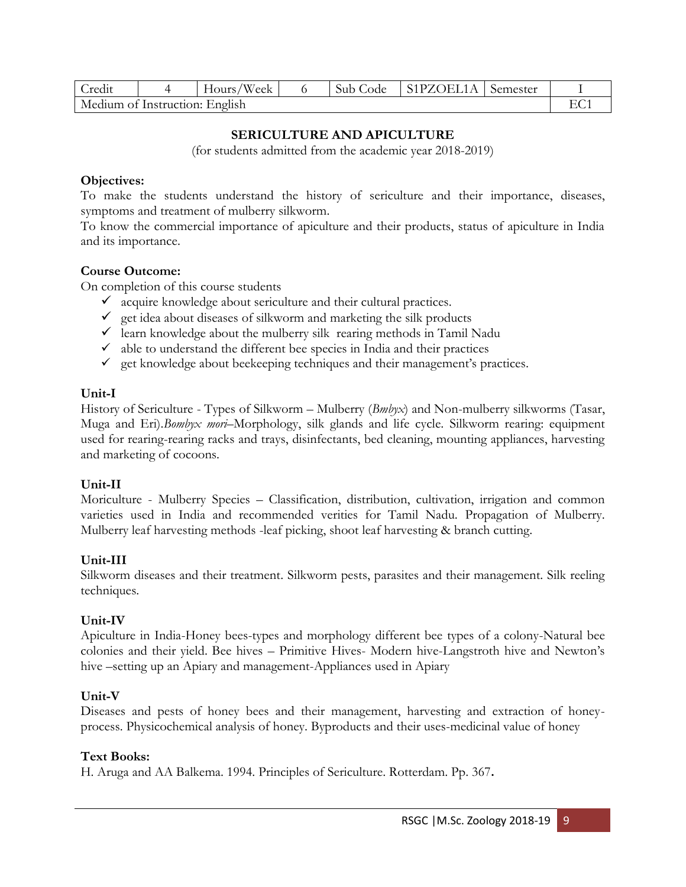| Credit | 4 | Hours/Week | 6 | Sub Code | S1PZOEL1A | Semester | I |
|---|---|---|---|---|---|---|---|
| Medium of Instruction: English | | | | | | | EC1 |

## SERICULTURE AND APICULTURE

(for students admitted from the academic year 2018-2019)

**Objectives:**

To make the students understand the history of sericulture and their importance, diseases, symptoms and treatment of mulberry silkworm.

To know the commercial importance of apiculture and their products, status of apiculture in India and its importance.

**Course Outcome:**

On completion of this course students

- ✓ acquire knowledge about sericulture and their cultural practices.
- ✓ get idea about diseases of silkworm and marketing the silk products
- ✓ learn knowledge about the mulberry silk rearing methods in Tamil Nadu
- ✓ able to understand the different bee species in India and their practices
- ✓ get knowledge about beekeeping techniques and their management's practices.

**Unit-I**

History of Sericulture - Types of Silkworm – Mulberry (*Bmbyx*) and Non-mulberry silkworms (Tasar, Muga and Eri).*Bombyx mori*–Morphology, silk glands and life cycle. Silkworm rearing: equipment used for rearing-rearing racks and trays, disinfectants, bed cleaning, mounting appliances, harvesting and marketing of cocoons.

**Unit-II**

Moriculture - Mulberry Species – Classification, distribution, cultivation, irrigation and common varieties used in India and recommended verities for Tamil Nadu. Propagation of Mulberry. Mulberry leaf harvesting methods -leaf picking, shoot leaf harvesting & branch cutting.

**Unit-III**

Silkworm diseases and their treatment. Silkworm pests, parasites and their management. Silk reeling techniques.

**Unit-IV**

Apiculture in India-Honey bees-types and morphology different bee types of a colony-Natural bee colonies and their yield. Bee hives – Primitive Hives- Modern hive-Langstroth hive and Newton's hive –setting up an Apiary and management-Appliances used in Apiary

**Unit-V**

Diseases and pests of honey bees and their management, harvesting and extraction of honey-process. Physicochemical analysis of honey. Byproducts and their uses-medicinal value of honey

**Text Books:**

H. Aruga and AA Balkema. 1994. Principles of Sericulture. Rotterdam. Pp. 367**.**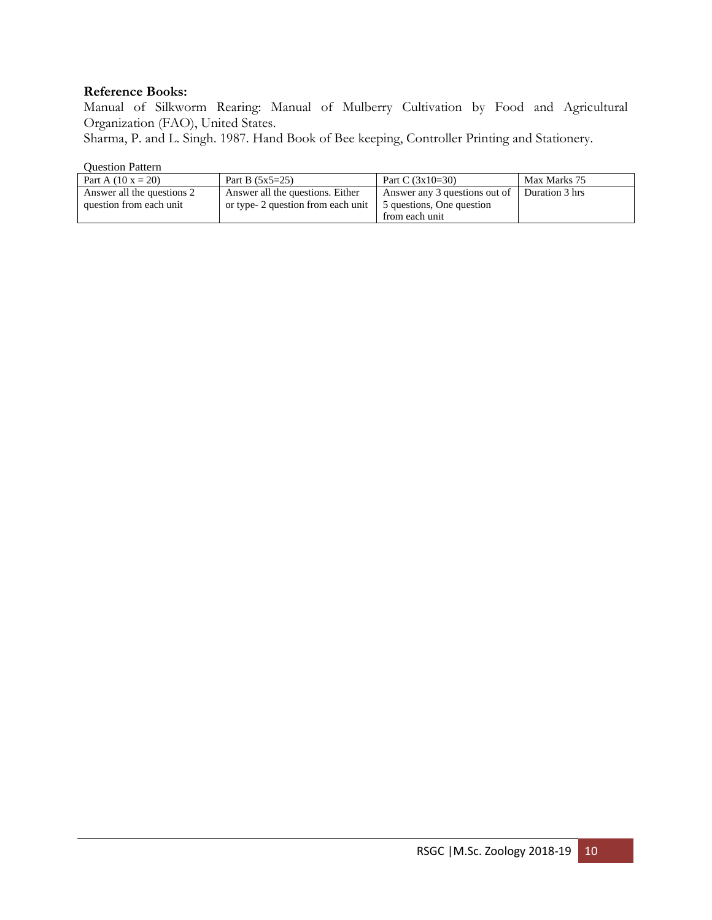**Reference Books:**

Manual of Silkworm Rearing: Manual of Mulberry Cultivation by Food and Agricultural Organization (FAO), United States.

Sharma, P. and L. Singh. 1987. Hand Book of Bee keeping, Controller Printing and Stationery.

Question Pattern

| Part A (10 x = 20) | Part B (5x5=25) | Part C (3x10=30) | Max Marks 75 |
|---|---|---|---|
| Answer all the questions 2 question from each unit | Answer all the questions. Either or type- 2 question from each unit | Answer any 3 questions out of 5 questions, One question from each unit | Duration 3 hrs |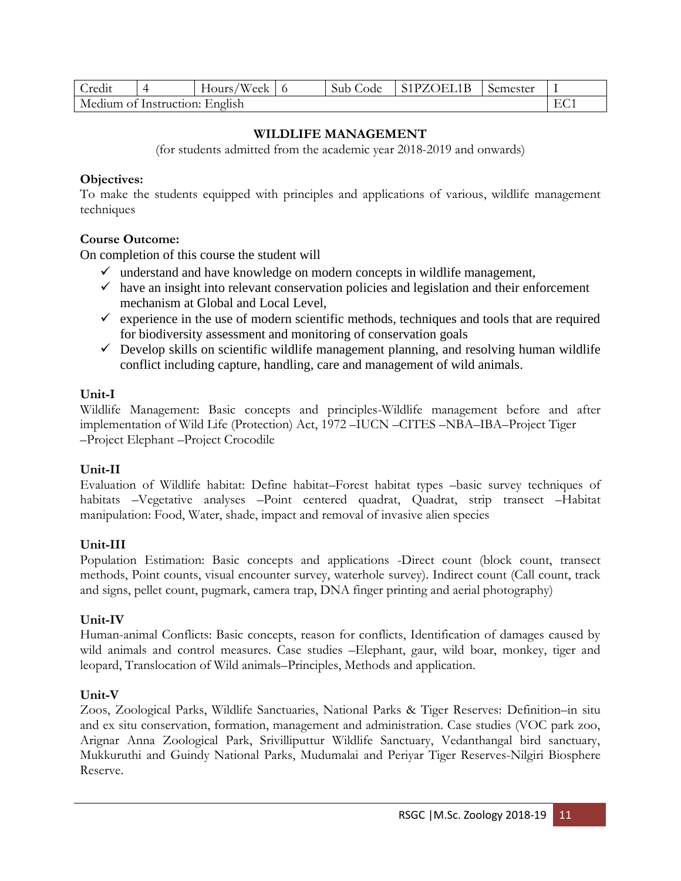| Credit | 4 | Hours/Week | 6 | Sub Code | S1PZOEL1B | Semester | I |
|---|---|---|---|---|---|---|---|
| Medium of Instruction: English | | | | | | | EC1 |

## WILDLIFE MANAGEMENT

(for students admitted from the academic year 2018-2019 and onwards)

**Objectives:**

To make the students equipped with principles and applications of various, wildlife management techniques

**Course Outcome:**

On completion of this course the student will

- ✓ understand and have knowledge on modern concepts in wildlife management,
- ✓ have an insight into relevant conservation policies and legislation and their enforcement mechanism at Global and Local Level,
- ✓ experience in the use of modern scientific methods, techniques and tools that are required for biodiversity assessment and monitoring of conservation goals
- ✓ Develop skills on scientific wildlife management planning, and resolving human wildlife conflict including capture, handling, care and management of wild animals.

**Unit-I**

Wildlife Management: Basic concepts and principles-Wildlife management before and after implementation of Wild Life (Protection) Act, 1972 –IUCN –CITES –NBA–IBA–Project Tiger –Project Elephant –Project Crocodile

**Unit-II**

Evaluation of Wildlife habitat: Define habitat–Forest habitat types –basic survey techniques of habitats –Vegetative analyses –Point centered quadrat, Quadrat, strip transect –Habitat manipulation: Food, Water, shade, impact and removal of invasive alien species

**Unit-III**

Population Estimation: Basic concepts and applications -Direct count (block count, transect methods, Point counts, visual encounter survey, waterhole survey). Indirect count (Call count, track and signs, pellet count, pugmark, camera trap, DNA finger printing and aerial photography)

**Unit-IV**

Human-animal Conflicts: Basic concepts, reason for conflicts, Identification of damages caused by wild animals and control measures. Case studies –Elephant, gaur, wild boar, monkey, tiger and leopard, Translocation of Wild animals–Principles, Methods and application.

**Unit-V**

Zoos, Zoological Parks, Wildlife Sanctuaries, National Parks & Tiger Reserves: Definition–in situ and ex situ conservation, formation, management and administration. Case studies (VOC park zoo, Arignar Anna Zoological Park, Srivilliputtur Wildlife Sanctuary, Vedanthangal bird sanctuary, Mukkuruthi and Guindy National Parks, Mudumalai and Periyar Tiger Reserves-Nilgiri Biosphere Reserve.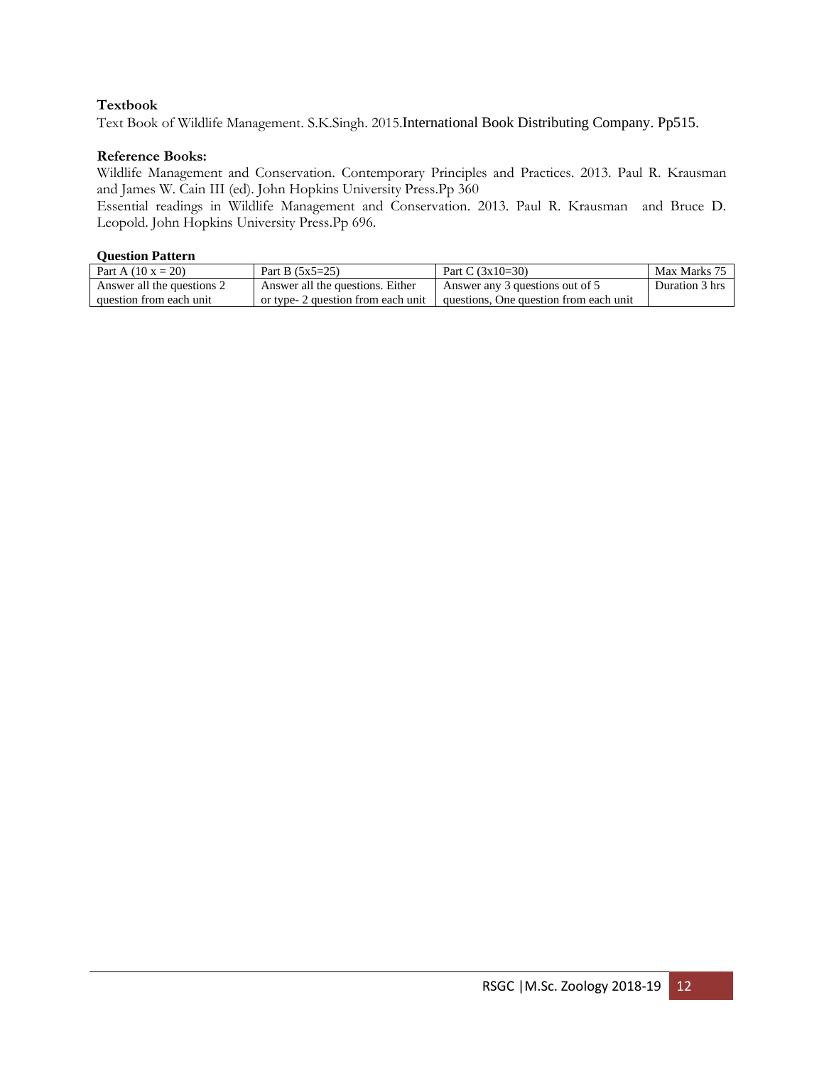**Textbook**

Text Book of Wildlife Management. S.K.Singh. 2015.International Book Distributing Company. Pp515.

**Reference Books:**

Wildlife Management and Conservation. Contemporary Principles and Practices. 2013. Paul R. Krausman and James W. Cain III (ed). John Hopkins University Press.Pp 360

Essential readings in Wildlife Management and Conservation. 2013. Paul R. Krausman and Bruce D. Leopold. John Hopkins University Press.Pp 696.

**Question Pattern**

| Part A (10 x = 20) | Part B (5x5=25) | Part C (3x10=30) | Max Marks 75 |
|---|---|---|---|
| Answer all the questions 2 question from each unit | Answer all the questions. Either or type- 2 question from each unit | Answer any 3 questions out of 5 questions, One question from each unit | Duration 3 hrs |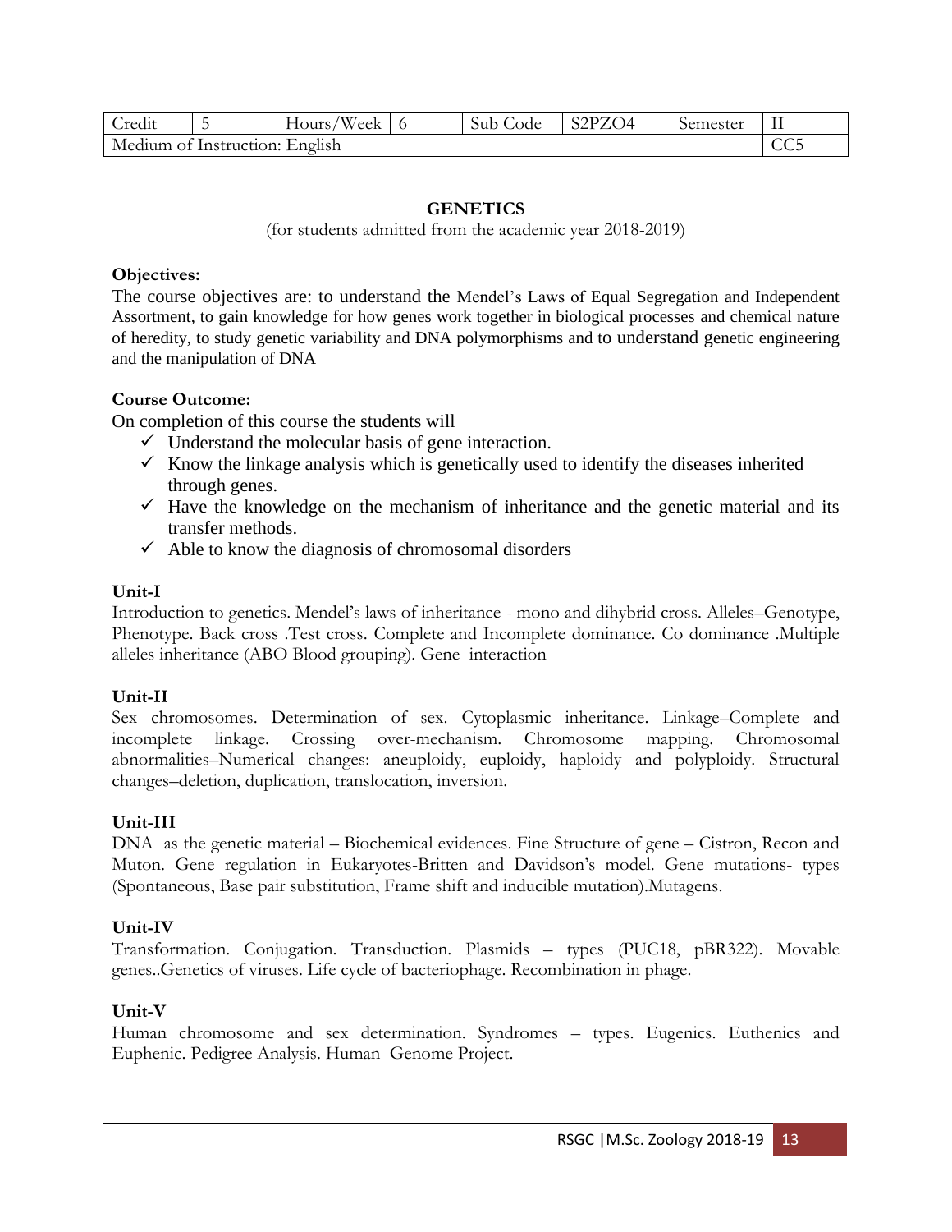| Credit | 5 | Hours/Week | 6 | Sub Code | S2PZO4 | Semester | II |
|---|---|---|---|---|---|---|---|
| Medium of Instruction: English | | | | | | | CC5 |

## GENETICS

(for students admitted from the academic year 2018-2019)

**Objectives:**

The course objectives are: to understand the Mendel's Laws of Equal Segregation and Independent Assortment, to gain knowledge for how genes work together in biological processes and chemical nature of heredity, to study genetic variability and DNA polymorphisms and to understand genetic engineering and the manipulation of DNA

**Course Outcome:**

On completion of this course the students will

- ✓ Understand the molecular basis of gene interaction.
- ✓ Know the linkage analysis which is genetically used to identify the diseases inherited through genes.
- ✓ Have the knowledge on the mechanism of inheritance and the genetic material and its transfer methods.
- ✓ Able to know the diagnosis of chromosomal disorders

**Unit-I**

Introduction to genetics. Mendel's laws of inheritance - mono and dihybrid cross. Alleles–Genotype, Phenotype. Back cross .Test cross. Complete and Incomplete dominance. Co dominance .Multiple alleles inheritance (ABO Blood grouping). Gene interaction

**Unit-II**

Sex chromosomes. Determination of sex. Cytoplasmic inheritance. Linkage–Complete and incomplete linkage. Crossing over-mechanism. Chromosome mapping. Chromosomal abnormalities–Numerical changes: aneuploidy, euploidy, haploidy and polyploidy. Structural changes–deletion, duplication, translocation, inversion.

**Unit-III**

DNA as the genetic material – Biochemical evidences. Fine Structure of gene – Cistron, Recon and Muton. Gene regulation in Eukaryotes-Britten and Davidson's model. Gene mutations- types (Spontaneous, Base pair substitution, Frame shift and inducible mutation).Mutagens.

**Unit-IV**

Transformation. Conjugation. Transduction. Plasmids – types (PUC18, pBR322). Movable genes..Genetics of viruses. Life cycle of bacteriophage. Recombination in phage.

**Unit-V**

Human chromosome and sex determination. Syndromes – types. Eugenics. Euthenics and Euphenic. Pedigree Analysis. Human Genome Project.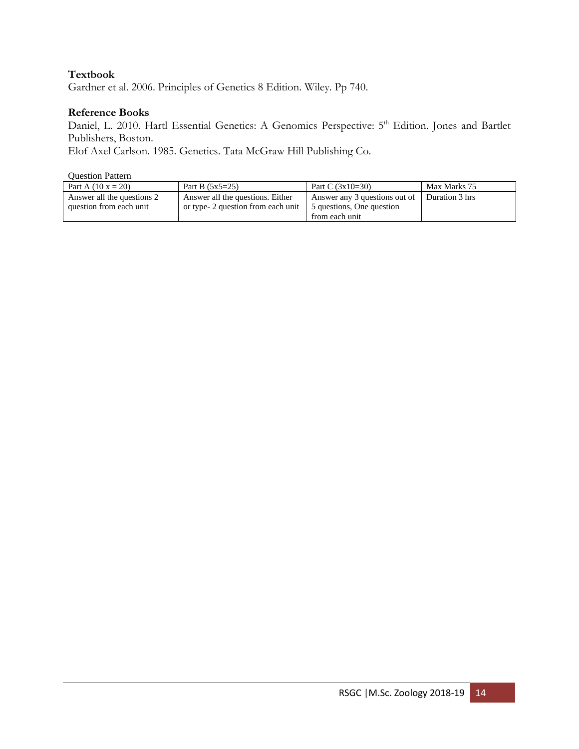**Textbook**

Gardner et al. 2006. Principles of Genetics 8 Edition. Wiley. Pp 740.

**Reference Books**

Daniel, L. 2010. Hartl Essential Genetics: A Genomics Perspective: 5th Edition. Jones and Bartlet Publishers, Boston.

Elof Axel Carlson. 1985. Genetics. Tata McGraw Hill Publishing Co.

Question Pattern

| Part A (10 x = 20) | Part B (5x5=25) | Part C (3x10=30) | Max Marks 75 |
|---|---|---|---|
| Answer all the questions 2 question from each unit | Answer all the questions. Either or type- 2 question from each unit | Answer any 3 questions out of 5 questions, One question from each unit | Duration 3 hrs |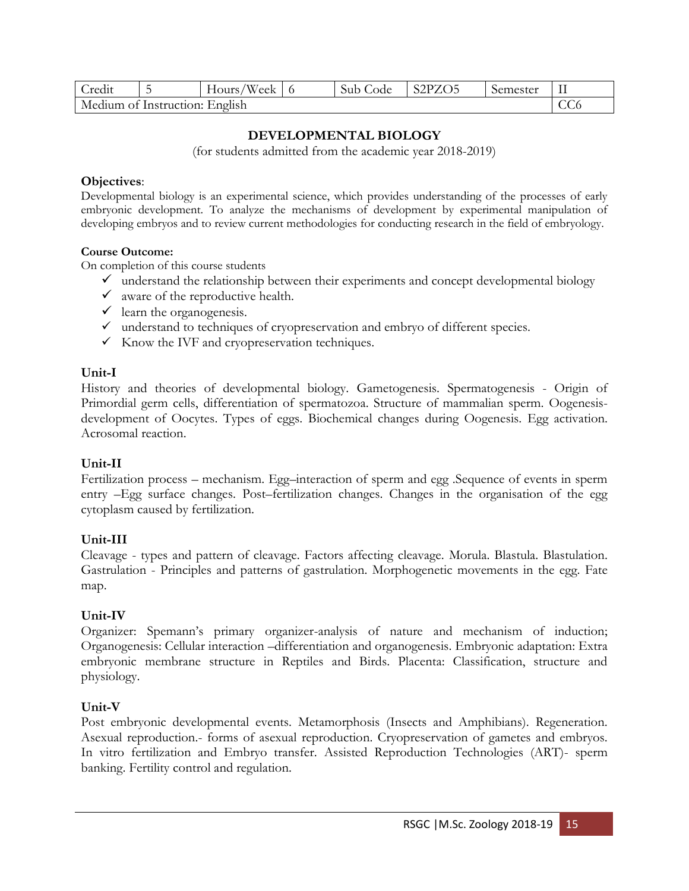| Credit | 5 | Hours/Week | 6 | Sub Code | S2PZO5 | Semester | II |
|---|---|---|---|---|---|---|---|
| Medium of Instruction: English | | | | | | | CC6 |

## DEVELOPMENTAL BIOLOGY

(for students admitted from the academic year 2018-2019)

**Objectives**:

Developmental biology is an experimental science, which provides understanding of the processes of early embryonic development. To analyze the mechanisms of development by experimental manipulation of developing embryos and to review current methodologies for conducting research in the field of embryology.

**Course Outcome:**

On completion of this course students

- ✓ understand the relationship between their experiments and concept developmental biology
- ✓ aware of the reproductive health.
- ✓ learn the organogenesis.
- ✓ understand to techniques of cryopreservation and embryo of different species.
- ✓ Know the IVF and cryopreservation techniques.

**Unit-I**

History and theories of developmental biology. Gametogenesis. Spermatogenesis - Origin of Primordial germ cells, differentiation of spermatozoa. Structure of mammalian sperm. Oogenesis- development of Oocytes. Types of eggs. Biochemical changes during Oogenesis. Egg activation. Acrosomal reaction.

**Unit-II**

Fertilization process – mechanism. Egg–interaction of sperm and egg .Sequence of events in sperm entry –Egg surface changes. Post–fertilization changes. Changes in the organisation of the egg cytoplasm caused by fertilization.

**Unit-III**

Cleavage - types and pattern of cleavage. Factors affecting cleavage. Morula. Blastula. Blastulation. Gastrulation - Principles and patterns of gastrulation. Morphogenetic movements in the egg. Fate map.

**Unit-IV**

Organizer: Spemann's primary organizer-analysis of nature and mechanism of induction; Organogenesis: Cellular interaction –differentiation and organogenesis. Embryonic adaptation: Extra embryonic membrane structure in Reptiles and Birds. Placenta: Classification, structure and physiology.

**Unit-V**

Post embryonic developmental events. Metamorphosis (Insects and Amphibians). Regeneration. Asexual reproduction.- forms of asexual reproduction. Cryopreservation of gametes and embryos. In vitro fertilization and Embryo transfer. Assisted Reproduction Technologies (ART)- sperm banking. Fertility control and regulation.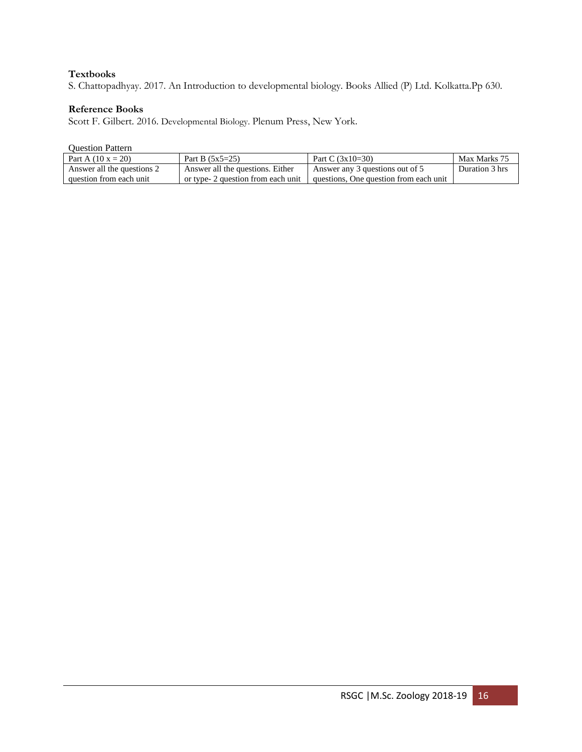**Textbooks**

S. Chattopadhyay. 2017. An Introduction to developmental biology. Books Allied (P) Ltd. Kolkatta.Pp 630.

**Reference Books**

Scott F. Gilbert. 2016. Developmental Biology. Plenum Press, New York.

Question Pattern

| Part A (10 x = 20) | Part B (5x5=25) | Part C (3x10=30) | Max Marks 75 |
|---|---|---|---|
| Answer all the questions 2 question from each unit | Answer all the questions. Either or type- 2 question from each unit | Answer any 3 questions out of 5 questions, One question from each unit | Duration 3 hrs |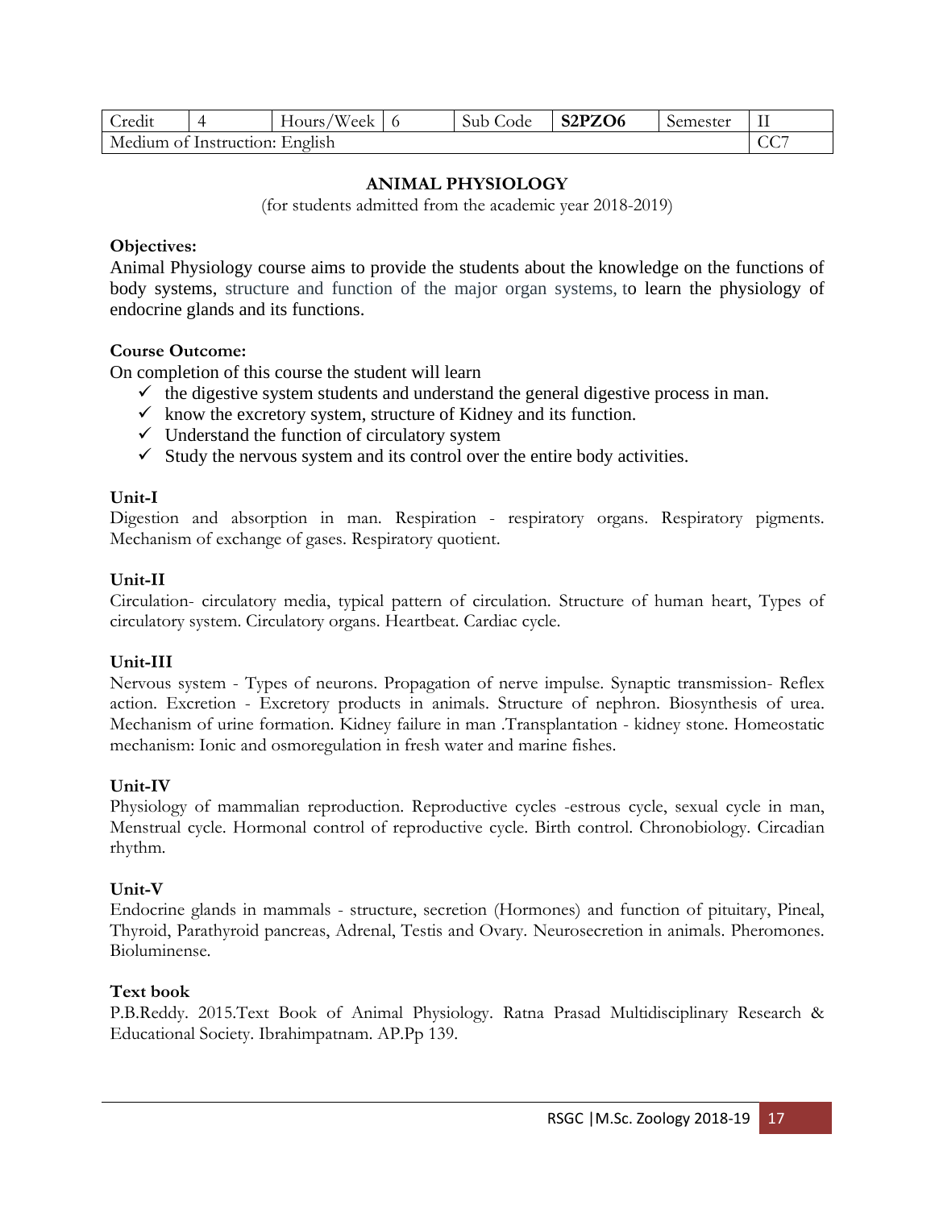| Credit | 4 | Hours/Week | 6 | Sub Code | **S2PZO6** | Semester | II |
|---|---|---|---|---|---|---|---|
| Medium of Instruction: English | | | | | | | CC7 |

## ANIMAL PHYSIOLOGY

(for students admitted from the academic year 2018-2019)

**Objectives:**

Animal Physiology course aims to provide the students about the knowledge on the functions of body systems, structure and function of the major organ systems, to learn the physiology of endocrine glands and its functions.

**Course Outcome:**

On completion of this course the student will learn

- ✓ the digestive system students and understand the general digestive process in man.
- ✓ know the excretory system, structure of Kidney and its function.
- ✓ Understand the function of circulatory system
- ✓ Study the nervous system and its control over the entire body activities.

**Unit-I**

Digestion and absorption in man. Respiration - respiratory organs. Respiratory pigments. Mechanism of exchange of gases. Respiratory quotient.

**Unit-II**

Circulation- circulatory media, typical pattern of circulation. Structure of human heart, Types of circulatory system. Circulatory organs. Heartbeat. Cardiac cycle.

**Unit-III**

Nervous system - Types of neurons. Propagation of nerve impulse. Synaptic transmission- Reflex action. Excretion - Excretory products in animals. Structure of nephron. Biosynthesis of urea. Mechanism of urine formation. Kidney failure in man .Transplantation - kidney stone. Homeostatic mechanism: Ionic and osmoregulation in fresh water and marine fishes.

**Unit-IV**

Physiology of mammalian reproduction. Reproductive cycles -estrous cycle, sexual cycle in man, Menstrual cycle. Hormonal control of reproductive cycle. Birth control. Chronobiology. Circadian rhythm.

**Unit-V**

Endocrine glands in mammals - structure, secretion (Hormones) and function of pituitary, Pineal, Thyroid, Parathyroid pancreas, Adrenal, Testis and Ovary. Neurosecretion in animals. Pheromones. Bioluminense.

**Text book**

P.B.Reddy. 2015.Text Book of Animal Physiology. Ratna Prasad Multidisciplinary Research & Educational Society. Ibrahimpatnam. AP.Pp 139.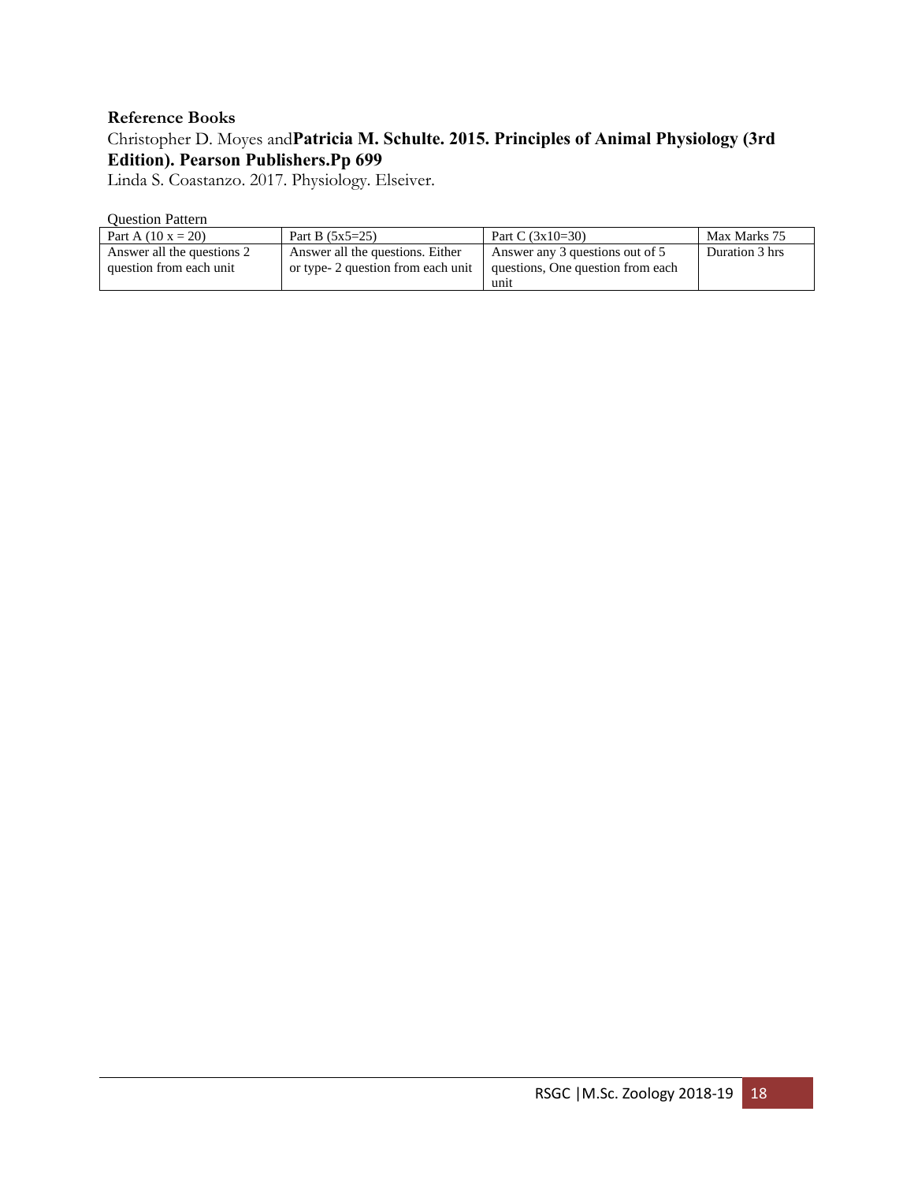**Reference Books**

Christopher D. Moyes and**Patricia M. Schulte. 2015. Principles of Animal Physiology (3rd Edition). Pearson Publishers.Pp 699**

Linda S. Coastanzo. 2017. Physiology. Elseiver.

Question Pattern

| Part A (10 x = 20) | Part B (5x5=25) | Part C (3x10=30) | Max Marks 75 |
|---|---|---|---|
| Answer all the questions 2 question from each unit | Answer all the questions. Either or type- 2 question from each unit | Answer any 3 questions out of 5 questions, One question from each unit | Duration 3 hrs |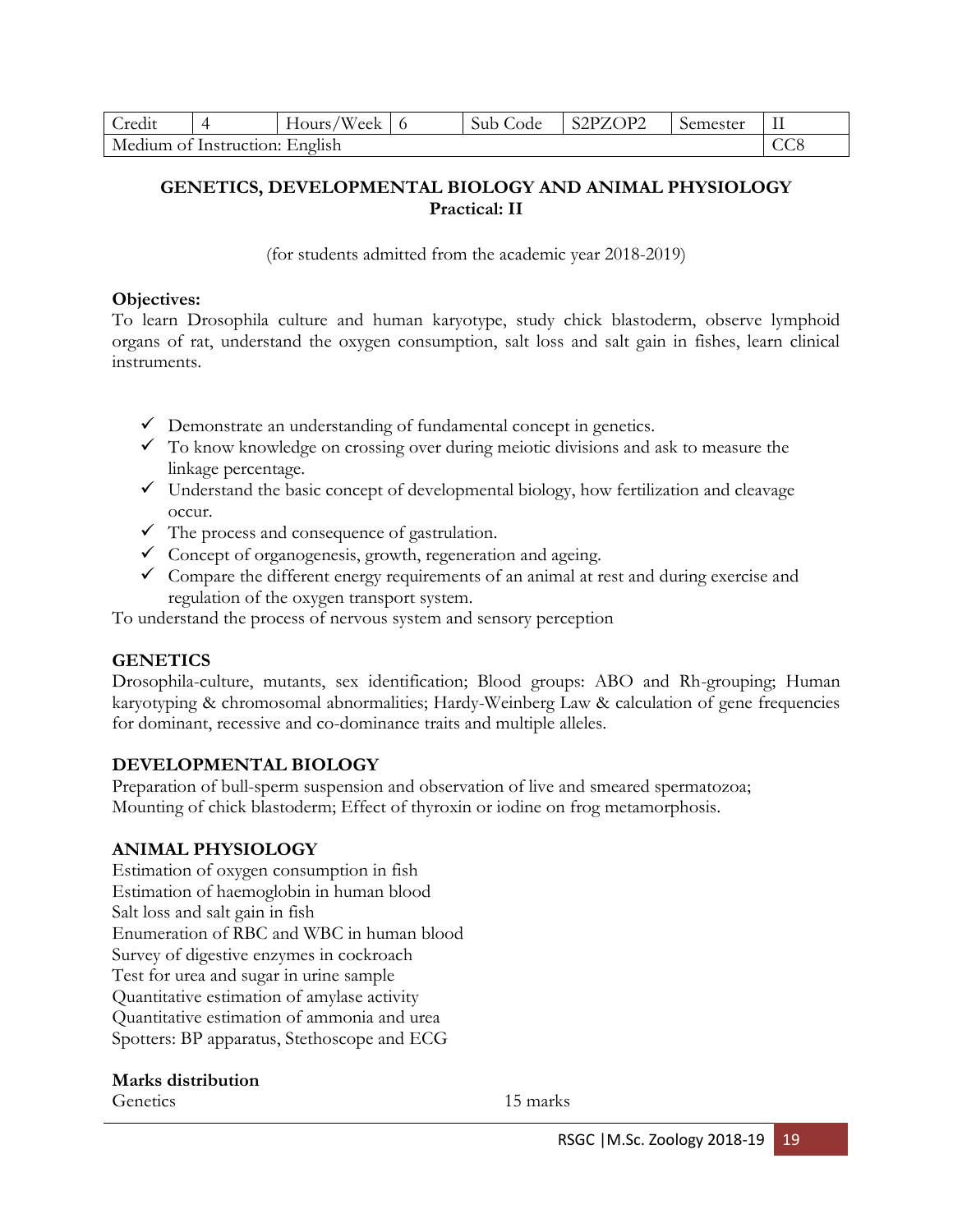| Credit | 4 | Hours/Week | 6 | Sub Code | S2PZOP2 | Semester | II |
|---|---|---|---|---|---|---|---|
| Medium of Instruction: English | | | | | | | CC8 |

## GENETICS, DEVELOPMENTAL BIOLOGY AND ANIMAL PHYSIOLOGY
## Practical: II

(for students admitted from the academic year 2018-2019)

**Objectives:**
To learn Drosophila culture and human karyotype, study chick blastoderm, observe lymphoid organs of rat, understand the oxygen consumption, salt loss and salt gain in fishes, learn clinical instruments.

- ✓ Demonstrate an understanding of fundamental concept in genetics.
- ✓ To know knowledge on crossing over during meiotic divisions and ask to measure the linkage percentage.
- ✓ Understand the basic concept of developmental biology, how fertilization and cleavage occur.
- ✓ The process and consequence of gastrulation.
- ✓ Concept of organogenesis, growth, regeneration and ageing.
- ✓ Compare the different energy requirements of an animal at rest and during exercise and regulation of the oxygen transport system.

To understand the process of nervous system and sensory perception

**GENETICS**
Drosophila-culture, mutants, sex identification; Blood groups: ABO and Rh-grouping; Human karyotyping & chromosomal abnormalities; Hardy-Weinberg Law & calculation of gene frequencies for dominant, recessive and co-dominance traits and multiple alleles.

**DEVELOPMENTAL BIOLOGY**
Preparation of bull-sperm suspension and observation of live and smeared spermatozoa;
Mounting of chick blastoderm; Effect of thyroxin or iodine on frog metamorphosis.

**ANIMAL PHYSIOLOGY**
Estimation of oxygen consumption in fish
Estimation of haemoglobin in human blood
Salt loss and salt gain in fish
Enumeration of RBC and WBC in human blood
Survey of digestive enzymes in cockroach
Test for urea and sugar in urine sample
Quantitative estimation of amylase activity
Quantitative estimation of ammonia and urea
Spotters: BP apparatus, Stethoscope and ECG

**Marks distribution**
Genetics 15 marks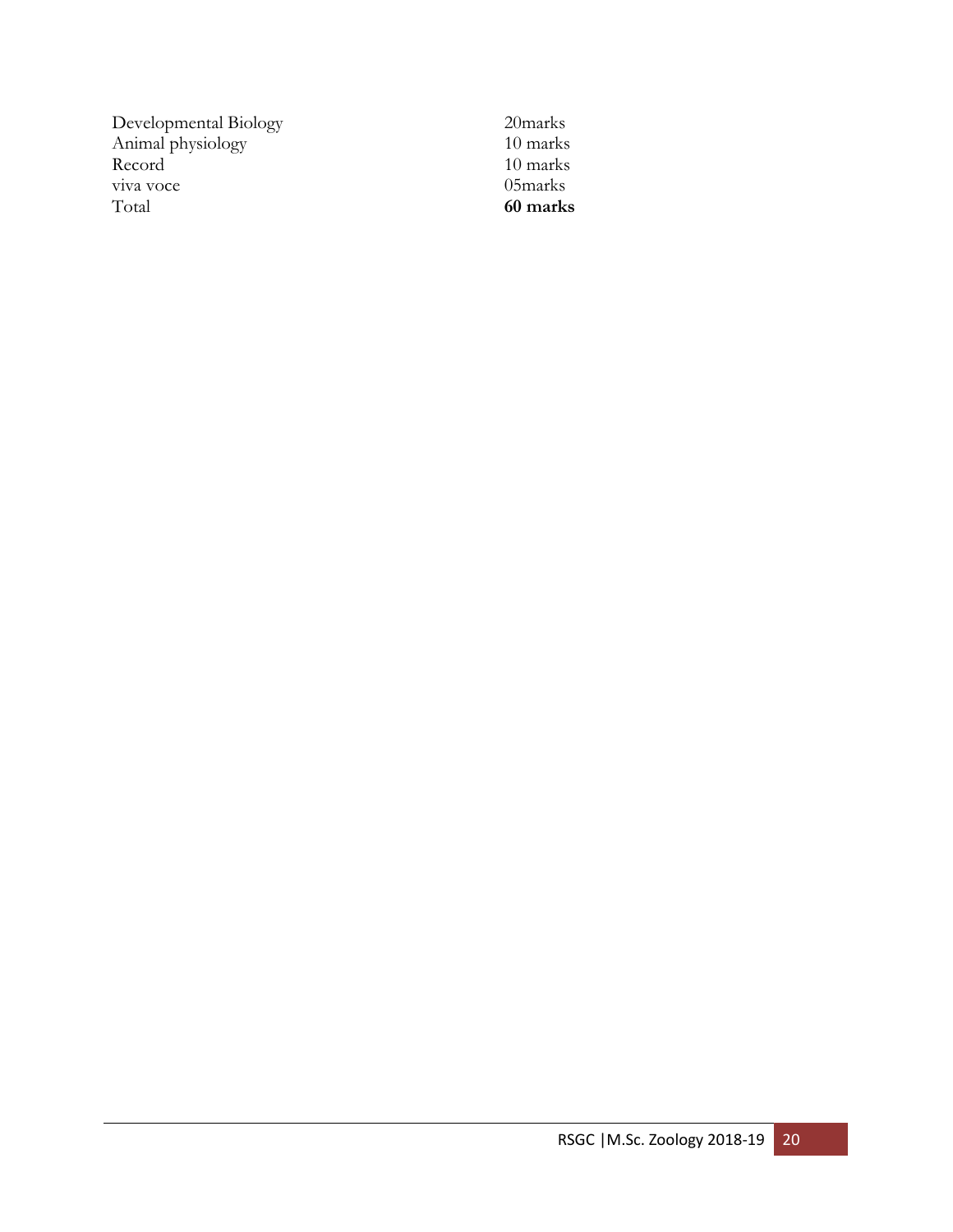| | |
|---|---|
| Developmental Biology | 20marks |
| Animal physiology | 10 marks |
| Record | 10 marks |
| viva voce | 05marks |
| Total | **60 marks** |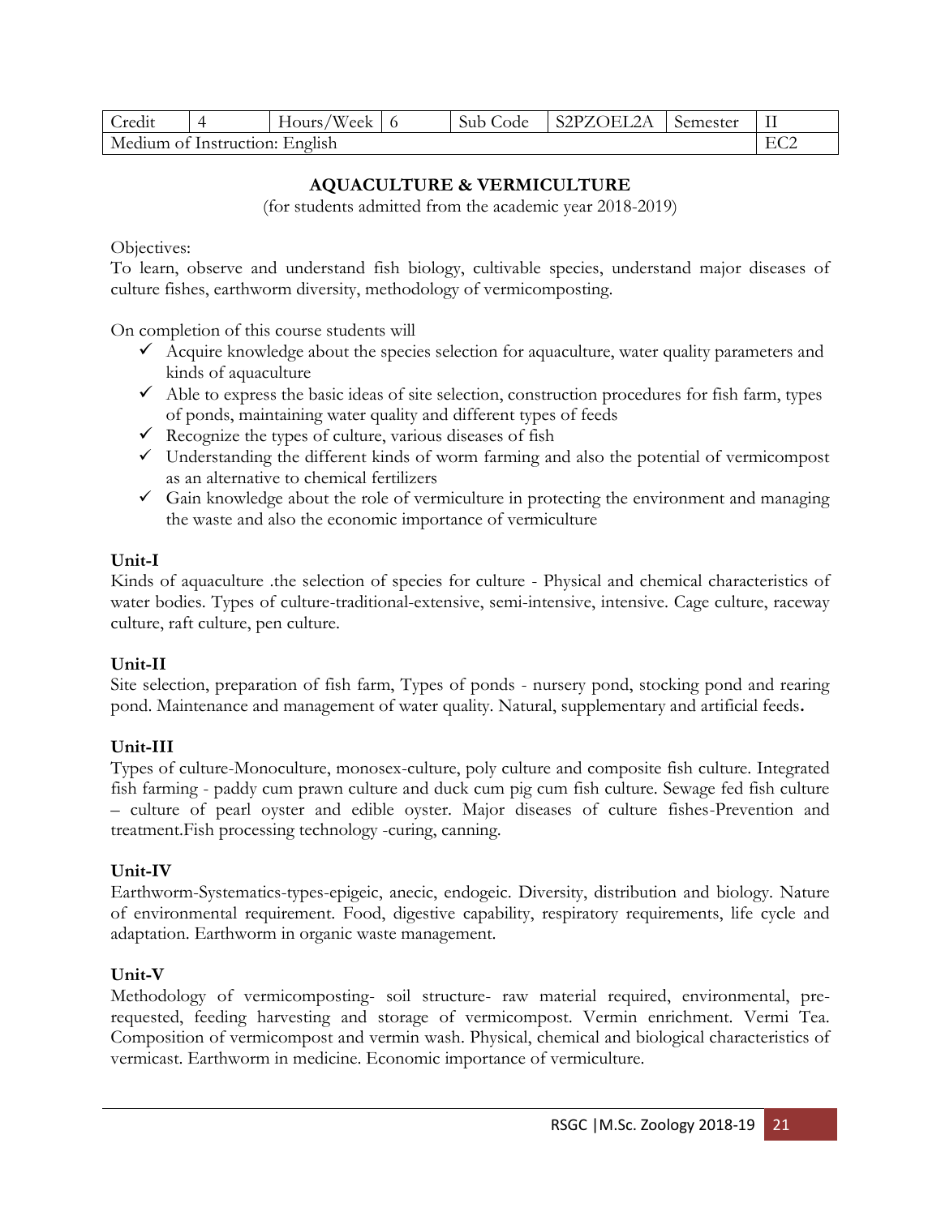| Credit | 4 | Hours/Week | 6 | Sub Code | S2PZOEL2A | Semester | II |
|---|---|---|---|---|---|---|---|
| Medium of Instruction: English | | | | | | | EC2 |

## AQUACULTURE & VERMICULTURE

(for students admitted from the academic year 2018-2019)

Objectives:
To learn, observe and understand fish biology, cultivable species, understand major diseases of culture fishes, earthworm diversity, methodology of vermicomposting.

On completion of this course students will

- ✓ Acquire knowledge about the species selection for aquaculture, water quality parameters and kinds of aquaculture
- ✓ Able to express the basic ideas of site selection, construction procedures for fish farm, types of ponds, maintaining water quality and different types of feeds
- ✓ Recognize the types of culture, various diseases of fish
- ✓ Understanding the different kinds of worm farming and also the potential of vermicompost as an alternative to chemical fertilizers
- ✓ Gain knowledge about the role of vermiculture in protecting the environment and managing the waste and also the economic importance of vermiculture

**Unit-I**
Kinds of aquaculture .the selection of species for culture - Physical and chemical characteristics of water bodies. Types of culture-traditional-extensive, semi-intensive, intensive. Cage culture, raceway culture, raft culture, pen culture.

**Unit-II**
Site selection, preparation of fish farm, Types of ponds - nursery pond, stocking pond and rearing pond. Maintenance and management of water quality. Natural, supplementary and artificial feeds**.**

**Unit-III**
Types of culture-Monoculture, monosex-culture, poly culture and composite fish culture. Integrated fish farming - paddy cum prawn culture and duck cum pig cum fish culture. Sewage fed fish culture – culture of pearl oyster and edible oyster. Major diseases of culture fishes-Prevention and treatment.Fish processing technology -curing, canning.

**Unit-IV**
Earthworm-Systematics-types-epigeic, anecic, endogeic. Diversity, distribution and biology. Nature of environmental requirement. Food, digestive capability, respiratory requirements, life cycle and adaptation. Earthworm in organic waste management.

**Unit-V**
Methodology of vermicomposting- soil structure- raw material required, environmental, pre-requested, feeding harvesting and storage of vermicompost. Vermin enrichment. Vermi Tea. Composition of vermicompost and vermin wash. Physical, chemical and biological characteristics of vermicast. Earthworm in medicine. Economic importance of vermiculture.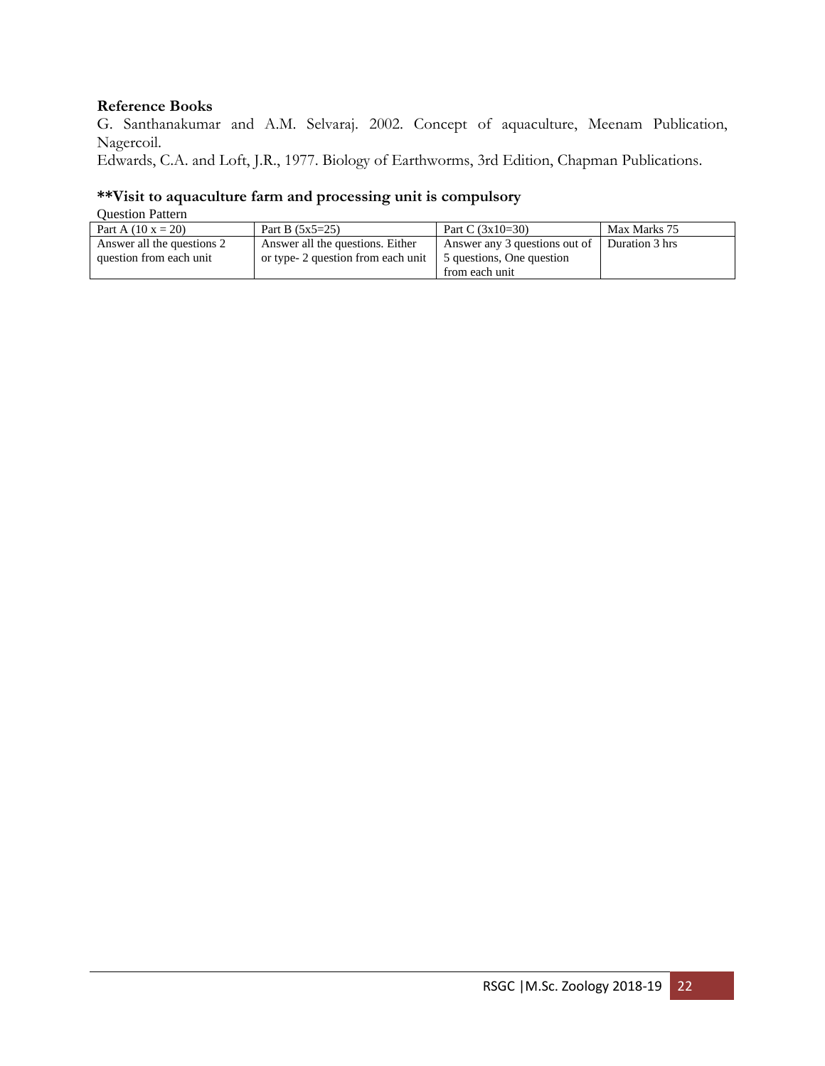### Reference Books

G. Santhanakumar and A.M. Selvaraj. 2002. Concept of aquaculture, Meenam Publication, Nagercoil.

Edwards, C.A. and Loft, J.R., 1977. Biology of Earthworms, 3rd Edition, Chapman Publications.

### **Visit to aquaculture farm and processing unit is compulsory

Question Pattern

| Part A (10 x = 20) | Part B (5x5=25) | Part C (3x10=30) | Max Marks 75 |
|---|---|---|---|
| Answer all the questions 2 question from each unit | Answer all the questions. Either or type- 2 question from each unit | Answer any 3 questions out of 5 questions, One question from each unit | Duration 3 hrs |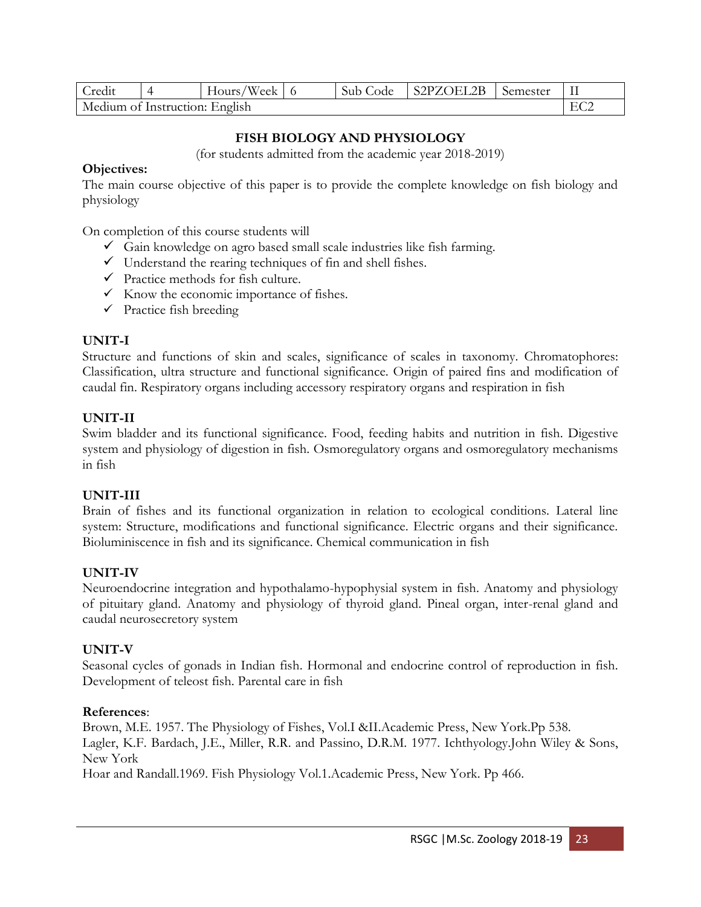| Credit | 4 | Hours/Week | 6 | Sub Code | S2PZOEL2B | Semester | II |
|---|---|---|---|---|---|---|---|
| Medium of Instruction: English | | | | | | | EC2 |

## FISH BIOLOGY AND PHYSIOLOGY

(for students admitted from the academic year 2018-2019)

**Objectives:**

The main course objective of this paper is to provide the complete knowledge on fish biology and physiology

On completion of this course students will

- ✓ Gain knowledge on agro based small scale industries like fish farming.
- ✓ Understand the rearing techniques of fin and shell fishes.
- ✓ Practice methods for fish culture.
- ✓ Know the economic importance of fishes.
- ✓ Practice fish breeding

### UNIT-I

Structure and functions of skin and scales, significance of scales in taxonomy. Chromatophores: Classification, ultra structure and functional significance. Origin of paired fins and modification of caudal fin. Respiratory organs including accessory respiratory organs and respiration in fish

### UNIT-II

Swim bladder and its functional significance. Food, feeding habits and nutrition in fish. Digestive system and physiology of digestion in fish. Osmoregulatory organs and osmoregulatory mechanisms in fish

### UNIT-III

Brain of fishes and its functional organization in relation to ecological conditions. Lateral line system: Structure, modifications and functional significance. Electric organs and their significance. Bioluminiscence in fish and its significance. Chemical communication in fish

### UNIT-IV

Neuroendocrine integration and hypothalamo-hypophysial system in fish. Anatomy and physiology of pituitary gland. Anatomy and physiology of thyroid gland. Pineal organ, inter-renal gland and caudal neurosecretory system

### UNIT-V

Seasonal cycles of gonads in Indian fish. Hormonal and endocrine control of reproduction in fish. Development of teleost fish. Parental care in fish

**References**:

Brown, M.E. 1957. The Physiology of Fishes, Vol.I &II.Academic Press, New York.Pp 538.

Lagler, K.F. Bardach, J.E., Miller, R.R. and Passino, D.R.M. 1977. Ichthyology.John Wiley & Sons, New York

Hoar and Randall.1969. Fish Physiology Vol.1.Academic Press, New York. Pp 466.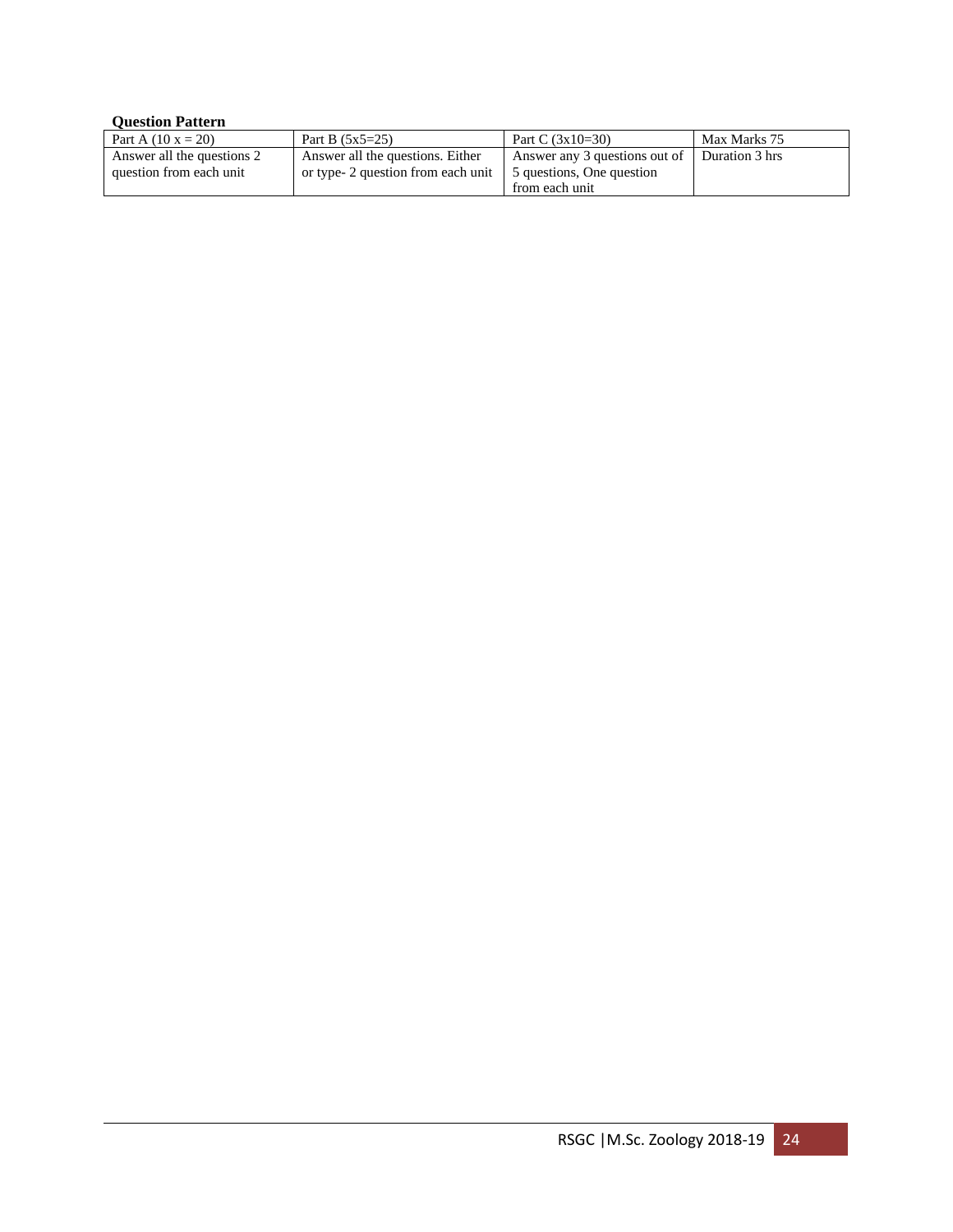**Question Pattern**

| Part A (10 x = 20) | Part B (5x5=25) | Part C (3x10=30) | Max Marks 75 |
|---|---|---|---|
| Answer all the questions 2 question from each unit | Answer all the questions. Either or type- 2 question from each unit | Answer any 3 questions out of 5 questions, One question from each unit | Duration 3 hrs |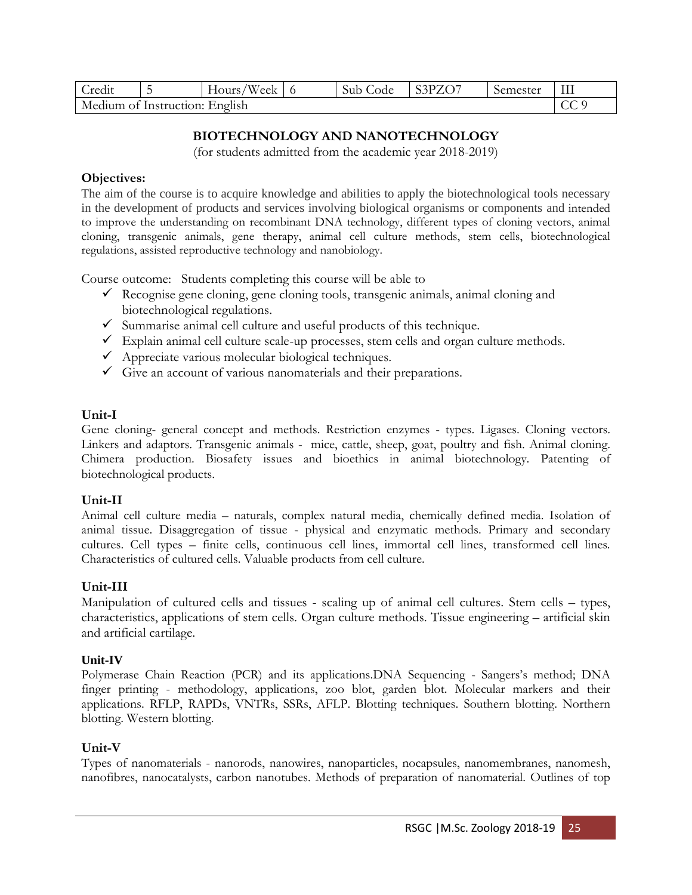| Credit | 5 | Hours/Week | 6 | Sub Code | S3PZO7 | Semester | III |
|---|---|---|---|---|---|---|---|
| Medium of Instruction: English | | | | | | | CC 9 |

## BIOTECHNOLOGY AND NANOTECHNOLOGY

(for students admitted from the academic year 2018-2019)

**Objectives:**

The aim of the course is to acquire knowledge and abilities to apply the biotechnological tools necessary in the development of products and services involving biological organisms or components and intended to improve the understanding on recombinant DNA technology, different types of cloning vectors, animal cloning, transgenic animals, gene therapy, animal cell culture methods, stem cells, biotechnological regulations, assisted reproductive technology and nanobiology.

Course outcome: Students completing this course will be able to

- ✓ Recognise gene cloning, gene cloning tools, transgenic animals, animal cloning and biotechnological regulations.
- ✓ Summarise animal cell culture and useful products of this technique.
- ✓ Explain animal cell culture scale-up processes, stem cells and organ culture methods.
- ✓ Appreciate various molecular biological techniques.
- ✓ Give an account of various nanomaterials and their preparations.

**Unit-I**

Gene cloning- general concept and methods. Restriction enzymes - types. Ligases. Cloning vectors. Linkers and adaptors. Transgenic animals - mice, cattle, sheep, goat, poultry and fish. Animal cloning. Chimera production. Biosafety issues and bioethics in animal biotechnology. Patenting of biotechnological products.

**Unit-II**

Animal cell culture media – naturals, complex natural media, chemically defined media. Isolation of animal tissue. Disaggregation of tissue - physical and enzymatic methods. Primary and secondary cultures. Cell types – finite cells, continuous cell lines, immortal cell lines, transformed cell lines. Characteristics of cultured cells. Valuable products from cell culture.

**Unit-III**

Manipulation of cultured cells and tissues - scaling up of animal cell cultures. Stem cells – types, characteristics, applications of stem cells. Organ culture methods. Tissue engineering – artificial skin and artificial cartilage.

**Unit-IV**

Polymerase Chain Reaction (PCR) and its applications.DNA Sequencing - Sangers's method; DNA finger printing - methodology, applications, zoo blot, garden blot. Molecular markers and their applications. RFLP, RAPDs, VNTRs, SSRs, AFLP. Blotting techniques. Southern blotting. Northern blotting. Western blotting.

**Unit-V**

Types of nanomaterials - nanorods, nanowires, nanoparticles, nocapsules, nanomembranes, nanomesh, nanofibres, nanocatalysts, carbon nanotubes. Methods of preparation of nanomaterial. Outlines of top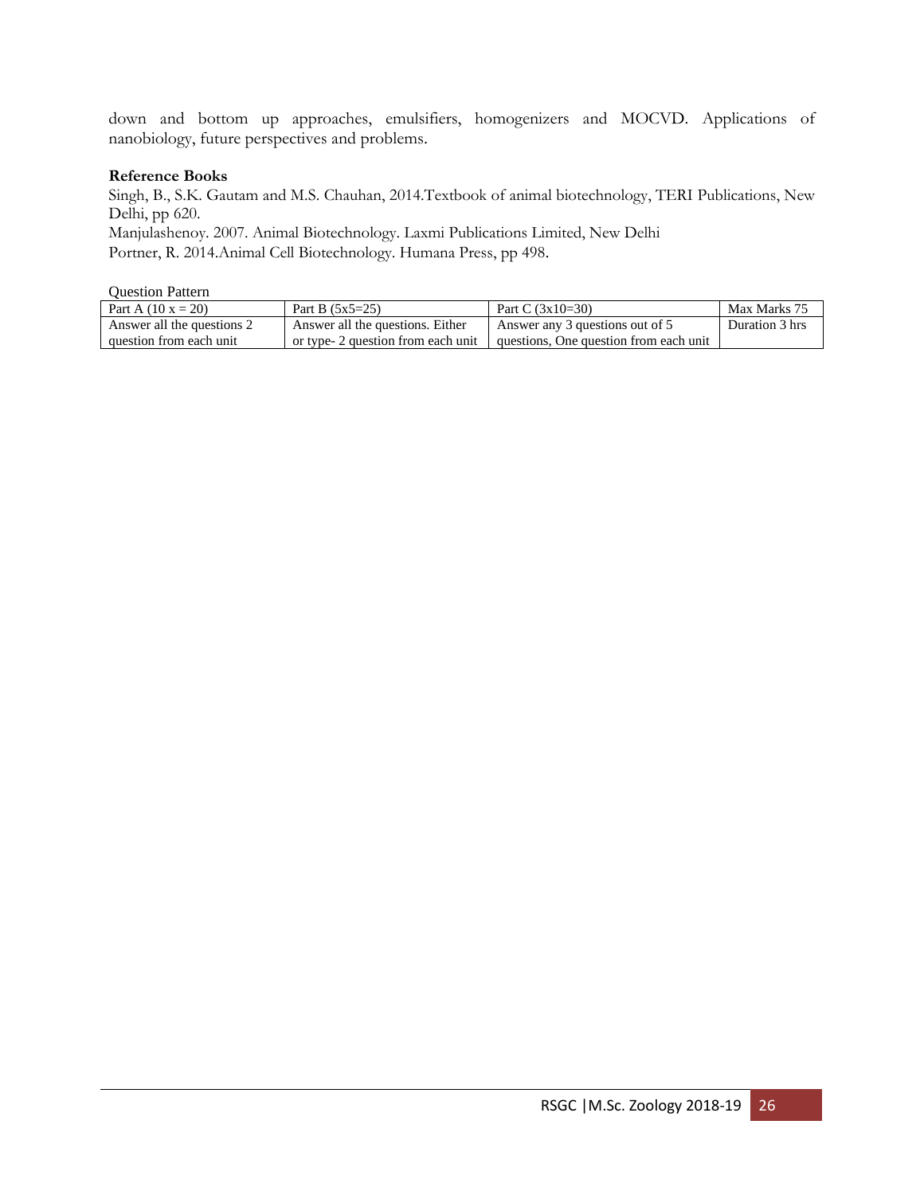down and bottom up approaches, emulsifiers, homogenizers and MOCVD. Applications of nanobiology, future perspectives and problems.

**Reference Books**

Singh, B., S.K. Gautam and M.S. Chauhan, 2014.Textbook of animal biotechnology, TERI Publications, New Delhi, pp 620.

Manjulashenoy. 2007. Animal Biotechnology. Laxmi Publications Limited, New Delhi

Portner, R. 2014.Animal Cell Biotechnology. Humana Press, pp 498.

Question Pattern

| Part A (10 x = 20) | Part B (5x5=25) | Part C (3x10=30) | Max Marks 75 |
|---|---|---|---|
| Answer all the questions 2 question from each unit | Answer all the questions. Either or type- 2 question from each unit | Answer any 3 questions out of 5 questions, One question from each unit | Duration 3 hrs |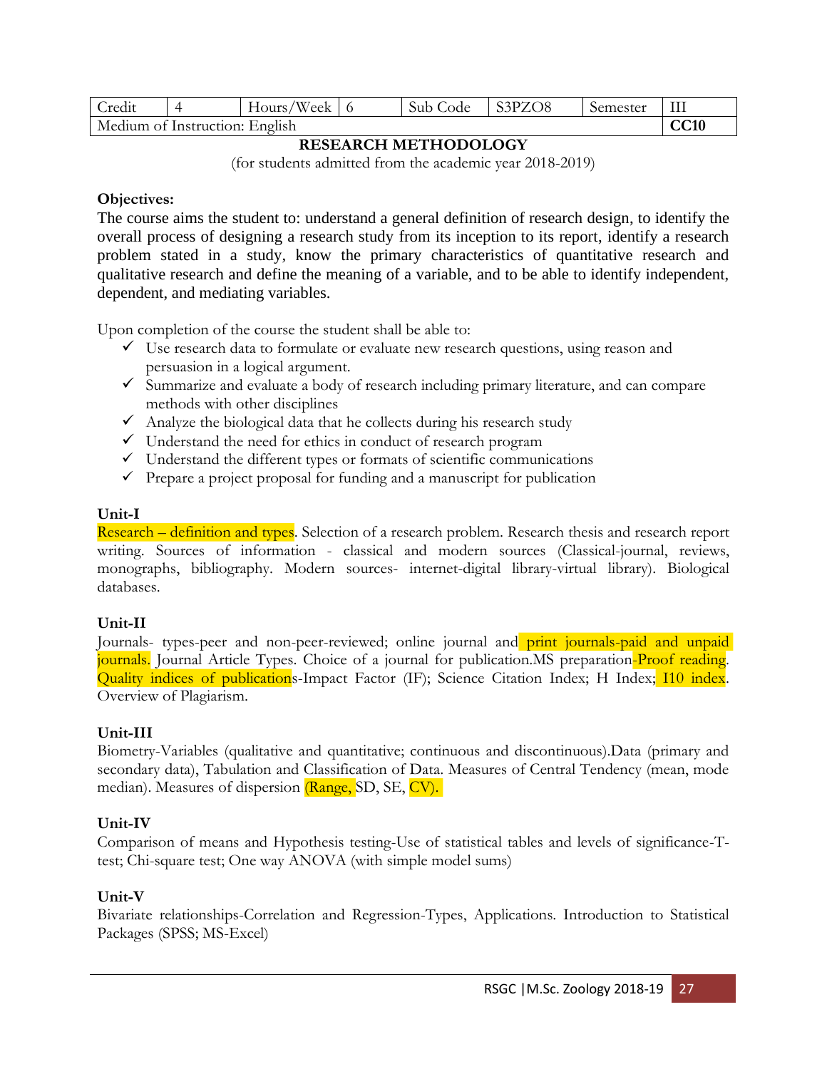| Credit | 4 | Hours/Week | 6 | Sub Code | S3PZO8 | Semester | III |
|---|---|---|---|---|---|---|---|
| Medium of Instruction: English | | | | | | | **CC10** |

## RESEARCH METHODOLOGY

(for students admitted from the academic year 2018-2019)

**Objectives:**

The course aims the student to: understand a general definition of research design, to identify the overall process of designing a research study from its inception to its report, identify a research problem stated in a study, know the primary characteristics of quantitative research and qualitative research and define the meaning of a variable, and to be able to identify independent, dependent, and mediating variables.

Upon completion of the course the student shall be able to:

- ✓ Use research data to formulate or evaluate new research questions, using reason and persuasion in a logical argument.
- ✓ Summarize and evaluate a body of research including primary literature, and can compare methods with other disciplines
- ✓ Analyze the biological data that he collects during his research study
- ✓ Understand the need for ethics in conduct of research program
- ✓ Understand the different types or formats of scientific communications
- ✓ Prepare a project proposal for funding and a manuscript for publication

**Unit-I**

Research – definition and types. Selection of a research problem. Research thesis and research report writing. Sources of information - classical and modern sources (Classical-journal, reviews, monographs, bibliography. Modern sources- internet-digital library-virtual library). Biological databases.

**Unit-II**

Journals- types-peer and non-peer-reviewed; online journal and print journals-paid and unpaid journals. Journal Article Types. Choice of a journal for publication.MS preparation-Proof reading. Quality indices of publications-Impact Factor (IF); Science Citation Index; H Index; I10 index. Overview of Plagiarism.

**Unit-III**

Biometry-Variables (qualitative and quantitative; continuous and discontinuous).Data (primary and secondary data), Tabulation and Classification of Data. Measures of Central Tendency (mean, mode median). Measures of dispersion (Range, SD, SE, CV).

**Unit-IV**

Comparison of means and Hypothesis testing-Use of statistical tables and levels of significance-T-test; Chi-square test; One way ANOVA (with simple model sums)

**Unit-V**

Bivariate relationships-Correlation and Regression-Types, Applications. Introduction to Statistical Packages (SPSS; MS-Excel)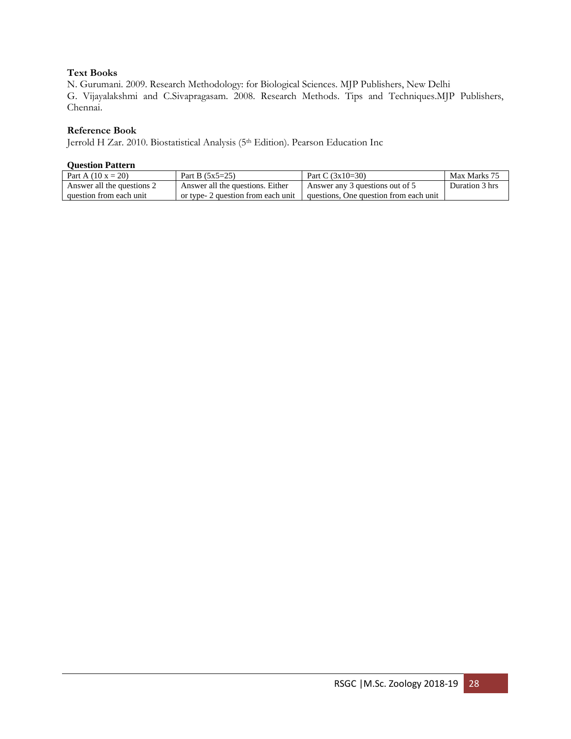**Text Books**

N. Gurumani. 2009. Research Methodology: for Biological Sciences. MJP Publishers, New Delhi

G. Vijayalakshmi and C.Sivapragasam. 2008. Research Methods. Tips and Techniques.MJP Publishers, Chennai.

**Reference Book**

Jerrold H Zar. 2010. Biostatistical Analysis (5th Edition). Pearson Education Inc

**Question Pattern**

| Part A (10 x = 20) | Part B (5x5=25) | Part C (3x10=30) | Max Marks 75 |
|---|---|---|---|
| Answer all the questions 2 question from each unit | Answer all the questions. Either or type- 2 question from each unit | Answer any 3 questions out of 5 questions, One question from each unit | Duration 3 hrs |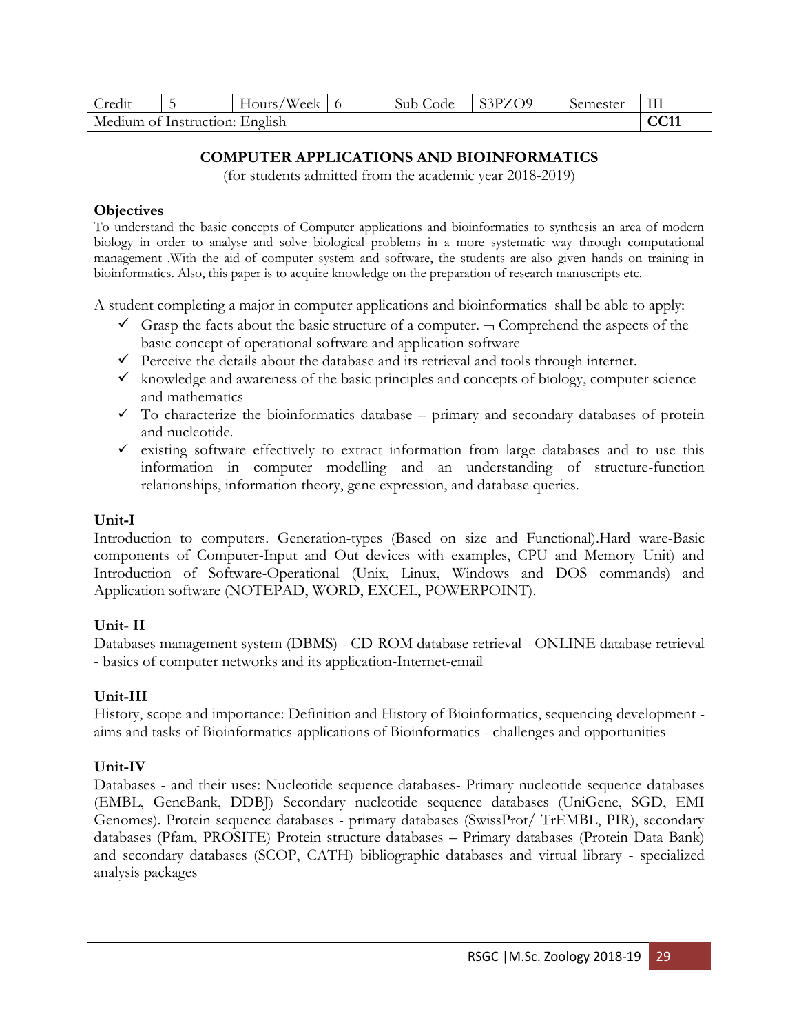| Credit | 5 | Hours/Week | 6 | Sub Code | S3PZO9 | Semester | III |
|---|---|---|---|---|---|---|---|
| Medium of Instruction: English | | | | | | | **CC11** |

## COMPUTER APPLICATIONS AND BIOINFORMATICS

(for students admitted from the academic year 2018-2019)

### Objectives

To understand the basic concepts of Computer applications and bioinformatics to synthesis an area of modern biology in order to analyse and solve biological problems in a more systematic way through computational management .With the aid of computer system and software, the students are also given hands on training in bioinformatics. Also, this paper is to acquire knowledge on the preparation of research manuscripts etc.

A student completing a major in computer applications and bioinformatics shall be able to apply:

- ✓ Grasp the facts about the basic structure of a computer. ¬ Comprehend the aspects of the basic concept of operational software and application software
- ✓ Perceive the details about the database and its retrieval and tools through internet.
- ✓ knowledge and awareness of the basic principles and concepts of biology, computer science and mathematics
- ✓ To characterize the bioinformatics database – primary and secondary databases of protein and nucleotide.
- ✓ existing software effectively to extract information from large databases and to use this information in computer modelling and an understanding of structure-function relationships, information theory, gene expression, and database queries.

### Unit-I

Introduction to computers. Generation-types (Based on size and Functional).Hard ware-Basic components of Computer-Input and Out devices with examples, CPU and Memory Unit) and Introduction of Software-Operational (Unix, Linux, Windows and DOS commands) and Application software (NOTEPAD, WORD, EXCEL, POWERPOINT).

### Unit- II

Databases management system (DBMS) - CD-ROM database retrieval - ONLINE database retrieval - basics of computer networks and its application-Internet-email

### Unit-III

History, scope and importance: Definition and History of Bioinformatics, sequencing development - aims and tasks of Bioinformatics-applications of Bioinformatics - challenges and opportunities

### Unit-IV

Databases - and their uses: Nucleotide sequence databases- Primary nucleotide sequence databases (EMBL, GeneBank, DDBJ) Secondary nucleotide sequence databases (UniGene, SGD, EMI Genomes). Protein sequence databases - primary databases (SwissProt/ TrEMBL, PIR), secondary databases (Pfam, PROSITE) Protein structure databases – Primary databases (Protein Data Bank) and secondary databases (SCOP, CATH) bibliographic databases and virtual library - specialized analysis packages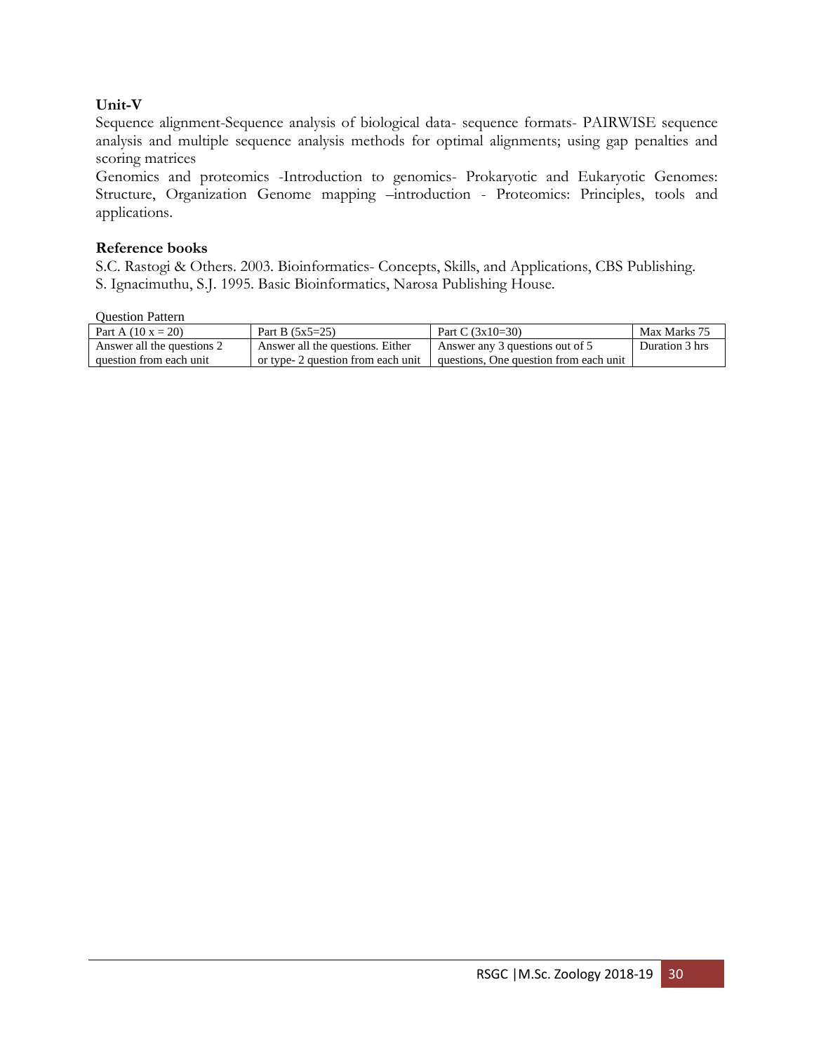**Unit-V**

Sequence alignment-Sequence analysis of biological data- sequence formats- PAIRWISE sequence analysis and multiple sequence analysis methods for optimal alignments; using gap penalties and scoring matrices

Genomics and proteomics -Introduction to genomics- Prokaryotic and Eukaryotic Genomes: Structure, Organization Genome mapping –introduction - Proteomics: Principles, tools and applications.

**Reference books**

S.C. Rastogi & Others. 2003. Bioinformatics- Concepts, Skills, and Applications, CBS Publishing.
S. Ignacimuthu, S.J. 1995. Basic Bioinformatics, Narosa Publishing House.

Question Pattern

| Part A (10 x = 20) | Part B (5x5=25) | Part C (3x10=30) | Max Marks 75 |
|---|---|---|---|
| Answer all the questions 2 question from each unit | Answer all the questions. Either or type- 2 question from each unit | Answer any 3 questions out of 5 questions, One question from each unit | Duration 3 hrs |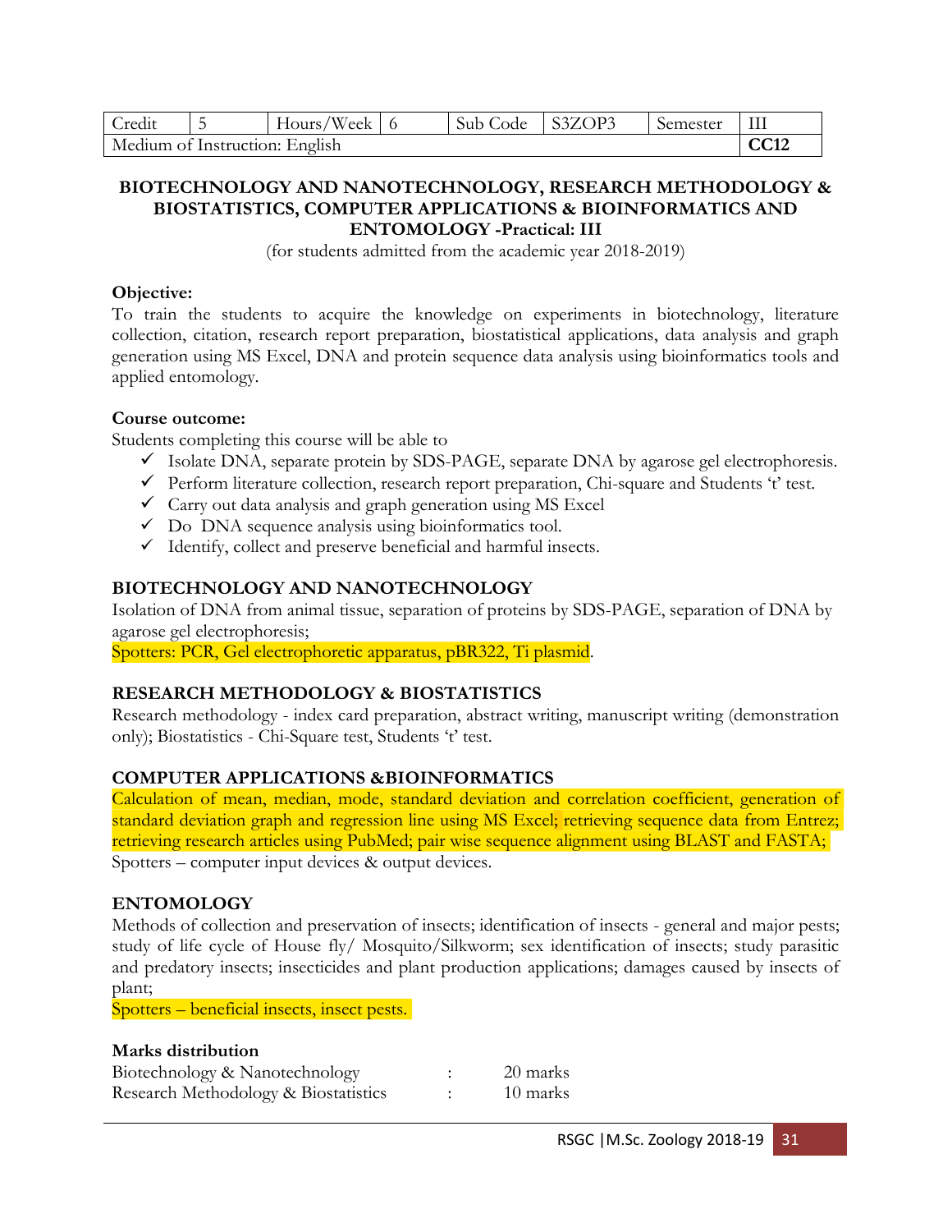| Credit | 5 | Hours/Week | 6 | Sub Code | S3ZOP3 | Semester | III |
|---|---|---|---|---|---|---|---|
| Medium of Instruction: English | | | | | | | CC12 |

**BIOTECHNOLOGY AND NANOTECHNOLOGY, RESEARCH METHODOLOGY & BIOSTATISTICS, COMPUTER APPLICATIONS & BIOINFORMATICS AND ENTOMOLOGY -Practical: III**

(for students admitted from the academic year 2018-2019)

**Objective:**

To train the students to acquire the knowledge on experiments in biotechnology, literature collection, citation, research report preparation, biostatistical applications, data analysis and graph generation using MS Excel, DNA and protein sequence data analysis using bioinformatics tools and applied entomology.

**Course outcome:**

Students completing this course will be able to

- ✓ Isolate DNA, separate protein by SDS-PAGE, separate DNA by agarose gel electrophoresis.
- ✓ Perform literature collection, research report preparation, Chi-square and Students 't' test.
- ✓ Carry out data analysis and graph generation using MS Excel
- ✓ Do DNA sequence analysis using bioinformatics tool.
- ✓ Identify, collect and preserve beneficial and harmful insects.

## BIOTECHNOLOGY AND NANOTECHNOLOGY

Isolation of DNA from animal tissue, separation of proteins by SDS-PAGE, separation of DNA by agarose gel electrophoresis;

Spotters: PCR, Gel electrophoretic apparatus, pBR322, Ti plasmid.

## RESEARCH METHODOLOGY & BIOSTATISTICS

Research methodology - index card preparation, abstract writing, manuscript writing (demonstration only); Biostatistics - Chi-Square test, Students 't' test.

## COMPUTER APPLICATIONS &BIOINFORMATICS

Calculation of mean, median, mode, standard deviation and correlation coefficient, generation of standard deviation graph and regression line using MS Excel; retrieving sequence data from Entrez; retrieving research articles using PubMed; pair wise sequence alignment using BLAST and FASTA;

Spotters – computer input devices & output devices.

## ENTOMOLOGY

Methods of collection and preservation of insects; identification of insects - general and major pests; study of life cycle of House fly/ Mosquito/Silkworm; sex identification of insects; study parasitic and predatory insects; insecticides and plant production applications; damages caused by insects of plant;

Spotters – beneficial insects, insect pests.

**Marks distribution**

| | | |
|---|---|---|
| Biotechnology & Nanotechnology | : | 20 marks |
| Research Methodology & Biostatistics | : | 10 marks |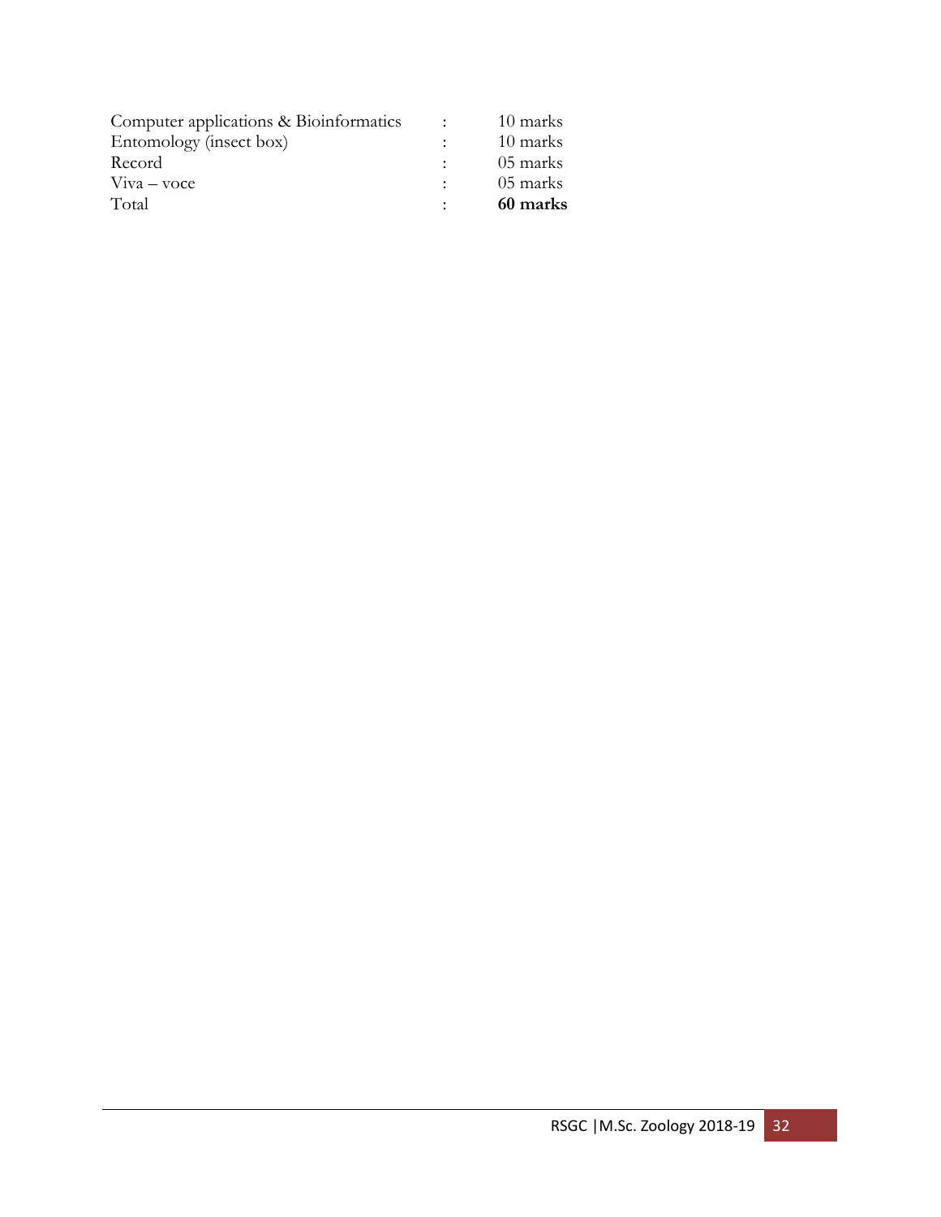| | | |
|---|---|---|
| Computer applications & Bioinformatics | : | 10 marks |
| Entomology (insect box) | : | 10 marks |
| Record | : | 05 marks |
| Viva – voce | : | 05 marks |
| Total | : | **60 marks** |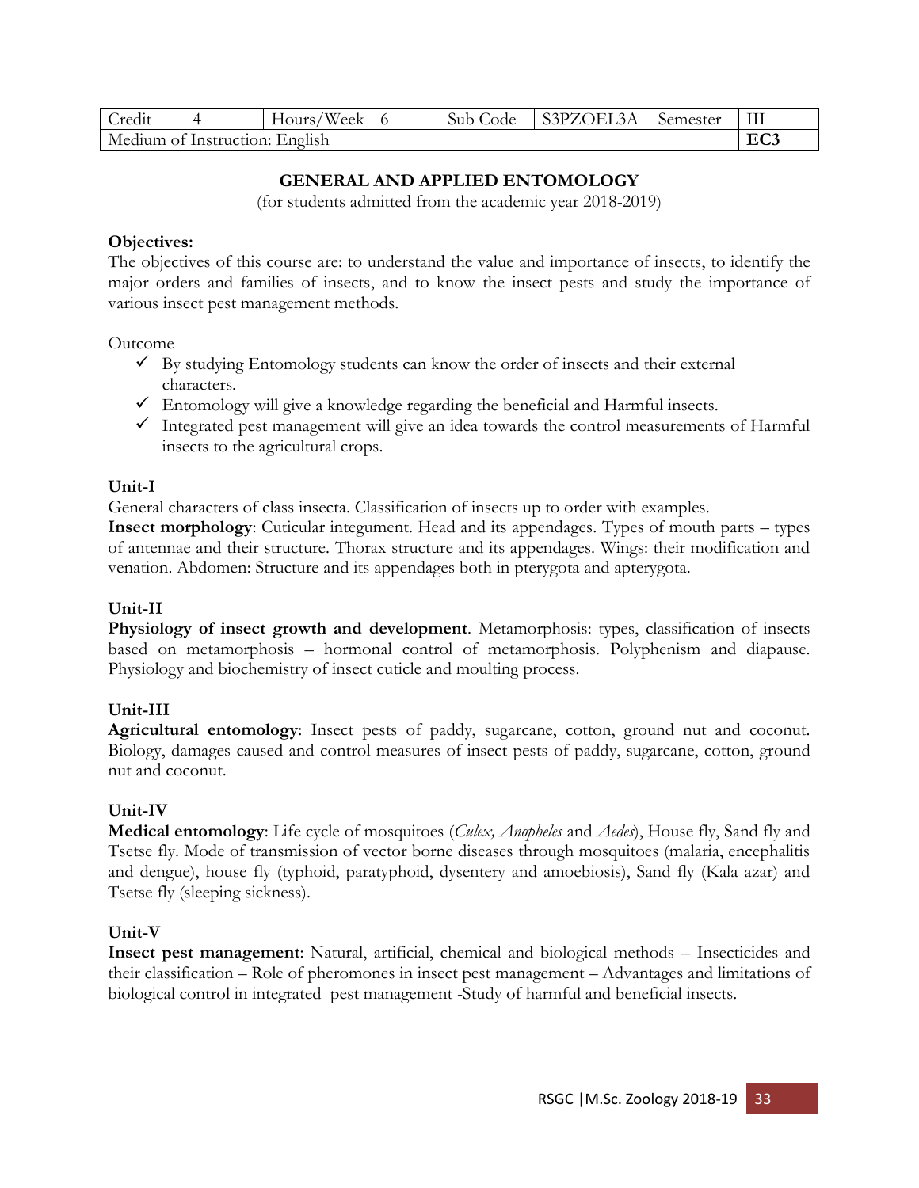| Credit | 4 | Hours/Week | 6 | Sub Code | S3PZOEL3A | Semester | III |
|---|---|---|---|---|---|---|---|
| Medium of Instruction: English | | | | | | | **EC3** |

## GENERAL AND APPLIED ENTOMOLOGY

(for students admitted from the academic year 2018-2019)

**Objectives:**

The objectives of this course are: to understand the value and importance of insects, to identify the major orders and families of insects, and to know the insect pests and study the importance of various insect pest management methods.

Outcome

- ✓ By studying Entomology students can know the order of insects and their external characters.
- ✓ Entomology will give a knowledge regarding the beneficial and Harmful insects.
- ✓ Integrated pest management will give an idea towards the control measurements of Harmful insects to the agricultural crops.

**Unit-I**

General characters of class insecta. Classification of insects up to order with examples.

**Insect morphology**: Cuticular integument. Head and its appendages. Types of mouth parts – types of antennae and their structure. Thorax structure and its appendages. Wings: their modification and venation. Abdomen: Structure and its appendages both in pterygota and apterygota.

**Unit-II**

**Physiology of insect growth and development**. Metamorphosis: types, classification of insects based on metamorphosis – hormonal control of metamorphosis. Polyphenism and diapause. Physiology and biochemistry of insect cuticle and moulting process.

**Unit-III**

**Agricultural entomology**: Insect pests of paddy, sugarcane, cotton, ground nut and coconut. Biology, damages caused and control measures of insect pests of paddy, sugarcane, cotton, ground nut and coconut.

**Unit-IV**

**Medical entomology**: Life cycle of mosquitoes (*Culex, Anopheles* and *Aedes*), House fly, Sand fly and Tsetse fly. Mode of transmission of vector borne diseases through mosquitoes (malaria, encephalitis and dengue), house fly (typhoid, paratyphoid, dysentery and amoebiosis), Sand fly (Kala azar) and Tsetse fly (sleeping sickness).

**Unit-V**

**Insect pest management**: Natural, artificial, chemical and biological methods – Insecticides and their classification – Role of pheromones in insect pest management – Advantages and limitations of biological control in integrated pest management -Study of harmful and beneficial insects.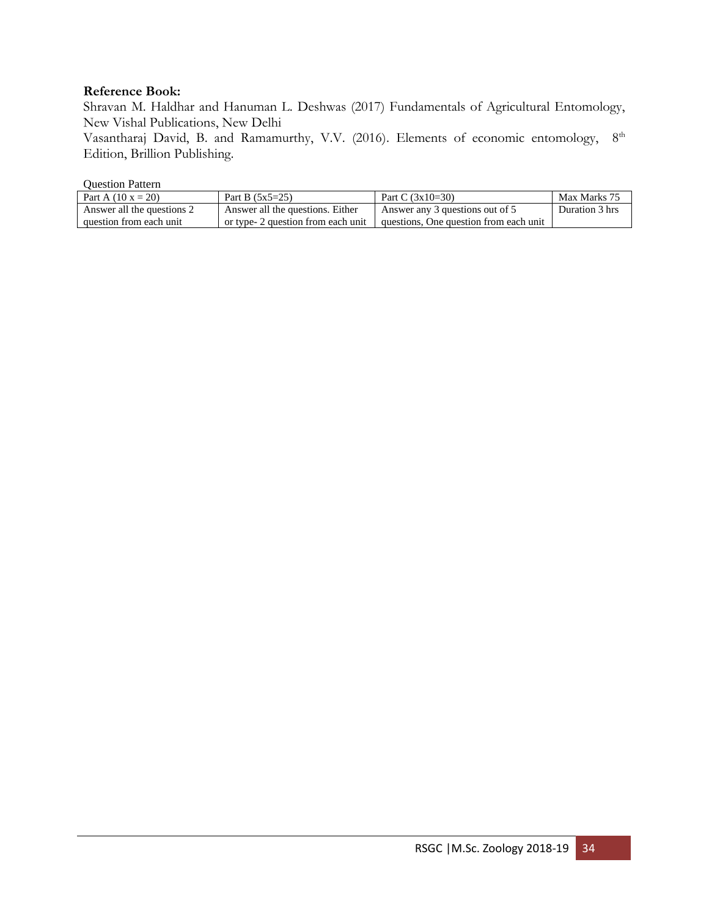**Reference Book:**

Shravan M. Haldhar and Hanuman L. Deshwas (2017) Fundamentals of Agricultural Entomology, New Vishal Publications, New Delhi

Vasantharaj David, B. and Ramamurthy, V.V. (2016). Elements of economic entomology, 8th Edition, Brillion Publishing.

Question Pattern

| Part A (10 x = 20) | Part B (5x5=25) | Part C (3x10=30) | Max Marks 75 |
|---|---|---|---|
| Answer all the questions 2 question from each unit | Answer all the questions. Either or type- 2 question from each unit | Answer any 3 questions out of 5 questions, One question from each unit | Duration 3 hrs |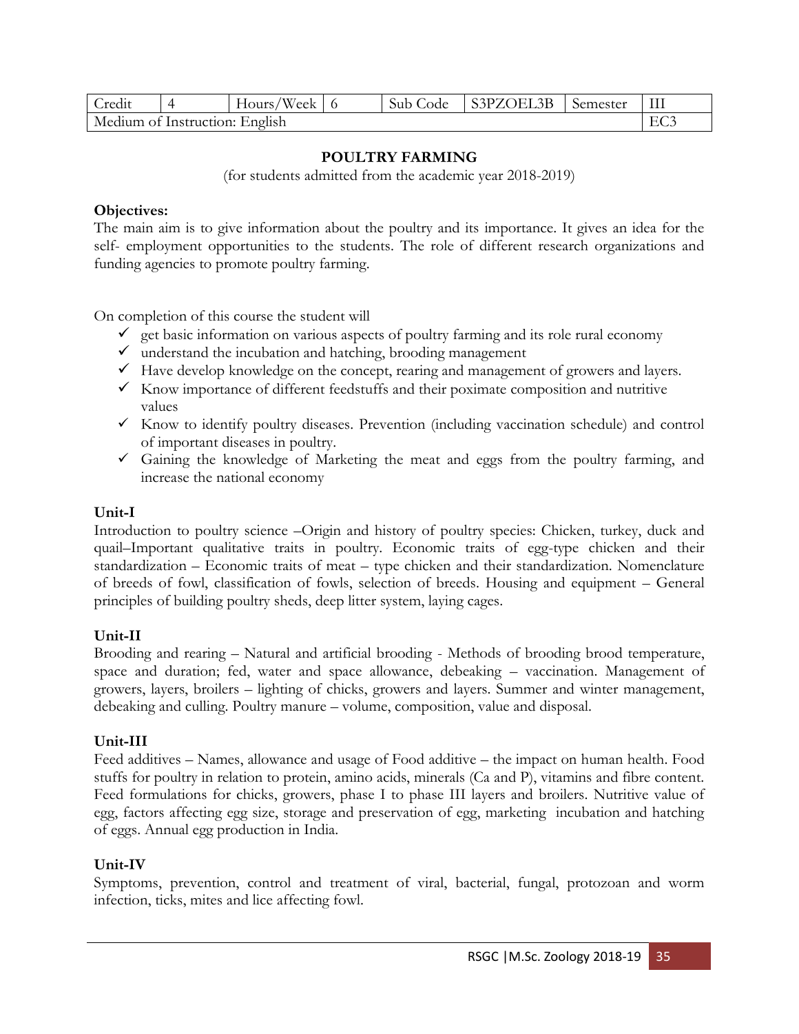| Credit | 4 | Hours/Week | 6 | Sub Code | S3PZOEL3B | Semester | III |
|---|---|---|---|---|---|---|---|
| Medium of Instruction: English | | | | | | | EC3 |

## POULTRY FARMING

(for students admitted from the academic year 2018-2019)

**Objectives:**

The main aim is to give information about the poultry and its importance. It gives an idea for the self- employment opportunities to the students. The role of different research organizations and funding agencies to promote poultry farming.

On completion of this course the student will

- ✓ get basic information on various aspects of poultry farming and its role rural economy
- ✓ understand the incubation and hatching, brooding management
- ✓ Have develop knowledge on the concept, rearing and management of growers and layers.
- ✓ Know importance of different feedstuffs and their poximate composition and nutritive values
- ✓ Know to identify poultry diseases. Prevention (including vaccination schedule) and control of important diseases in poultry.
- ✓ Gaining the knowledge of Marketing the meat and eggs from the poultry farming, and increase the national economy

**Unit-I**

Introduction to poultry science –Origin and history of poultry species: Chicken, turkey, duck and quail–Important qualitative traits in poultry. Economic traits of egg-type chicken and their standardization – Economic traits of meat – type chicken and their standardization. Nomenclature of breeds of fowl, classification of fowls, selection of breeds. Housing and equipment – General principles of building poultry sheds, deep litter system, laying cages.

**Unit-II**

Brooding and rearing – Natural and artificial brooding - Methods of brooding brood temperature, space and duration; fed, water and space allowance, debeaking – vaccination. Management of growers, layers, broilers – lighting of chicks, growers and layers. Summer and winter management, debeaking and culling. Poultry manure – volume, composition, value and disposal.

**Unit-III**

Feed additives – Names, allowance and usage of Food additive – the impact on human health. Food stuffs for poultry in relation to protein, amino acids, minerals (Ca and P), vitamins and fibre content. Feed formulations for chicks, growers, phase I to phase III layers and broilers. Nutritive value of egg, factors affecting egg size, storage and preservation of egg, marketing incubation and hatching of eggs. Annual egg production in India.

**Unit-IV**

Symptoms, prevention, control and treatment of viral, bacterial, fungal, protozoan and worm infection, ticks, mites and lice affecting fowl.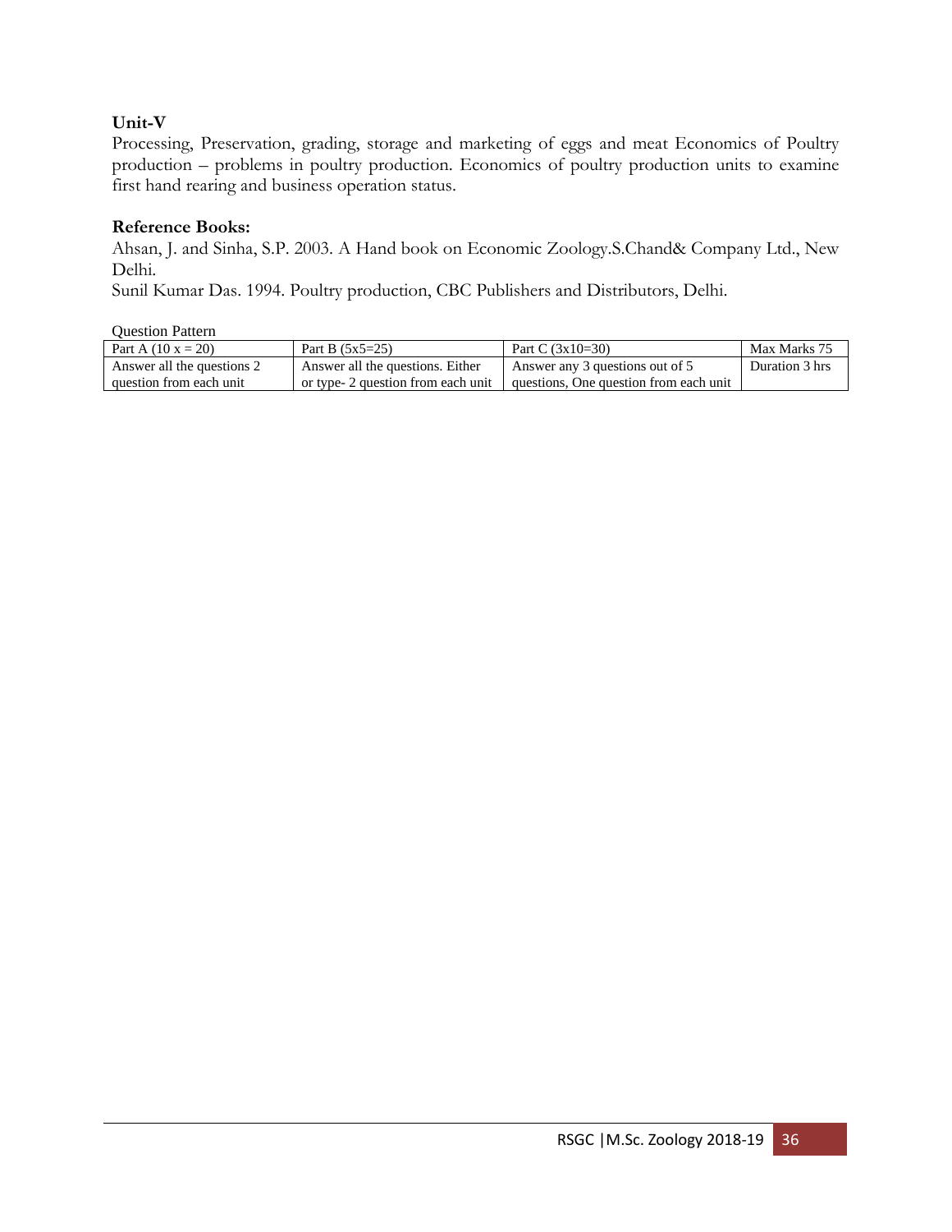**Unit-V**

Processing, Preservation, grading, storage and marketing of eggs and meat Economics of Poultry production – problems in poultry production. Economics of poultry production units to examine first hand rearing and business operation status.

**Reference Books:**

Ahsan, J. and Sinha, S.P. 2003. A Hand book on Economic Zoology.S.Chand& Company Ltd., New Delhi.

Sunil Kumar Das. 1994. Poultry production, CBC Publishers and Distributors, Delhi.

Question Pattern

| Part A (10 x = 20) | Part B (5x5=25) | Part C (3x10=30) | Max Marks 75 |
|---|---|---|---|
| Answer all the questions 2 question from each unit | Answer all the questions. Either or type- 2 question from each unit | Answer any 3 questions out of 5 questions, One question from each unit | Duration 3 hrs |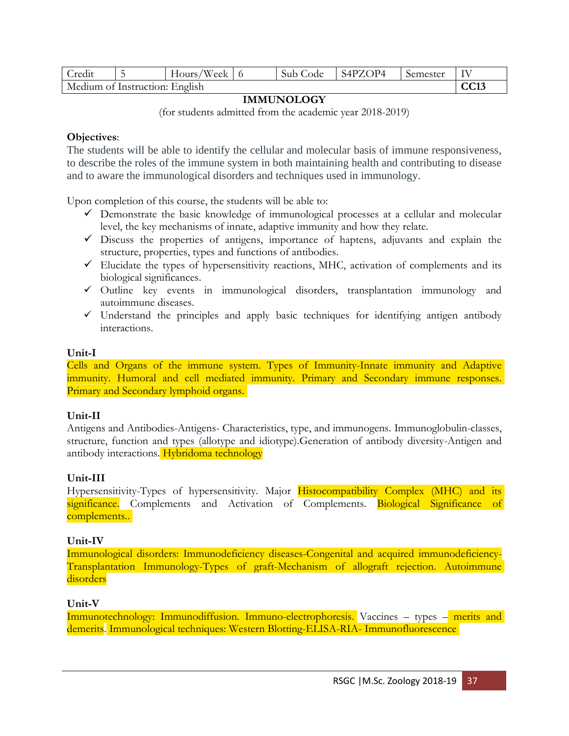| Credit | 5 | Hours/Week | 6 | Sub Code | S4PZOP4 | Semester | IV |
| --- | --- | --- | --- | --- | --- | --- | --- |
| Medium of Instruction: English | | | | | | | **CC13** |

# IMMUNOLOGY

(for students admitted from the academic year 2018-2019)

**Objectives**:

The students will be able to identify the cellular and molecular basis of immune responsiveness, to describe the roles of the immune system in both maintaining health and contributing to disease and to aware the immunological disorders and techniques used in immunology.

Upon completion of this course, the students will be able to:

- ✓ Demonstrate the basic knowledge of immunological processes at a cellular and molecular level, the key mechanisms of innate, adaptive immunity and how they relate.
- ✓ Discuss the properties of antigens, importance of haptens, adjuvants and explain the structure, properties, types and functions of antibodies.
- ✓ Elucidate the types of hypersensitivity reactions, MHC, activation of complements and its biological significances.
- ✓ Outline key events in immunological disorders, transplantation immunology and autoimmune diseases.
- ✓ Understand the principles and apply basic techniques for identifying antigen antibody interactions.

**Unit-I**

Cells and Organs of the immune system. Types of Immunity-Innate immunity and Adaptive immunity. Humoral and cell mediated immunity. Primary and Secondary immune responses. Primary and Secondary lymphoid organs.

**Unit-II**

Antigens and Antibodies-Antigens- Characteristics, type, and immunogens. Immunoglobulin-classes, structure, function and types (allotype and idiotype).Generation of antibody diversity-Antigen and antibody interactions. Hybridoma technology

**Unit-III**

Hypersensitivity-Types of hypersensitivity. Major Histocompatibility Complex (MHC) and its significance. Complements and Activation of Complements. Biological Significance of complements..

**Unit-IV**

Immunological disorders: Immunodeficiency diseases-Congenital and acquired immunodeficiency-Transplantation Immunology-Types of graft-Mechanism of allograft rejection. Autoimmune disorders

**Unit-V**

Immunotechnology: Immunodiffusion. Immuno-electrophoresis. Vaccines – types – merits and demerits. Immunological techniques: Western Blotting-ELISA-RIA- Immunofluorescence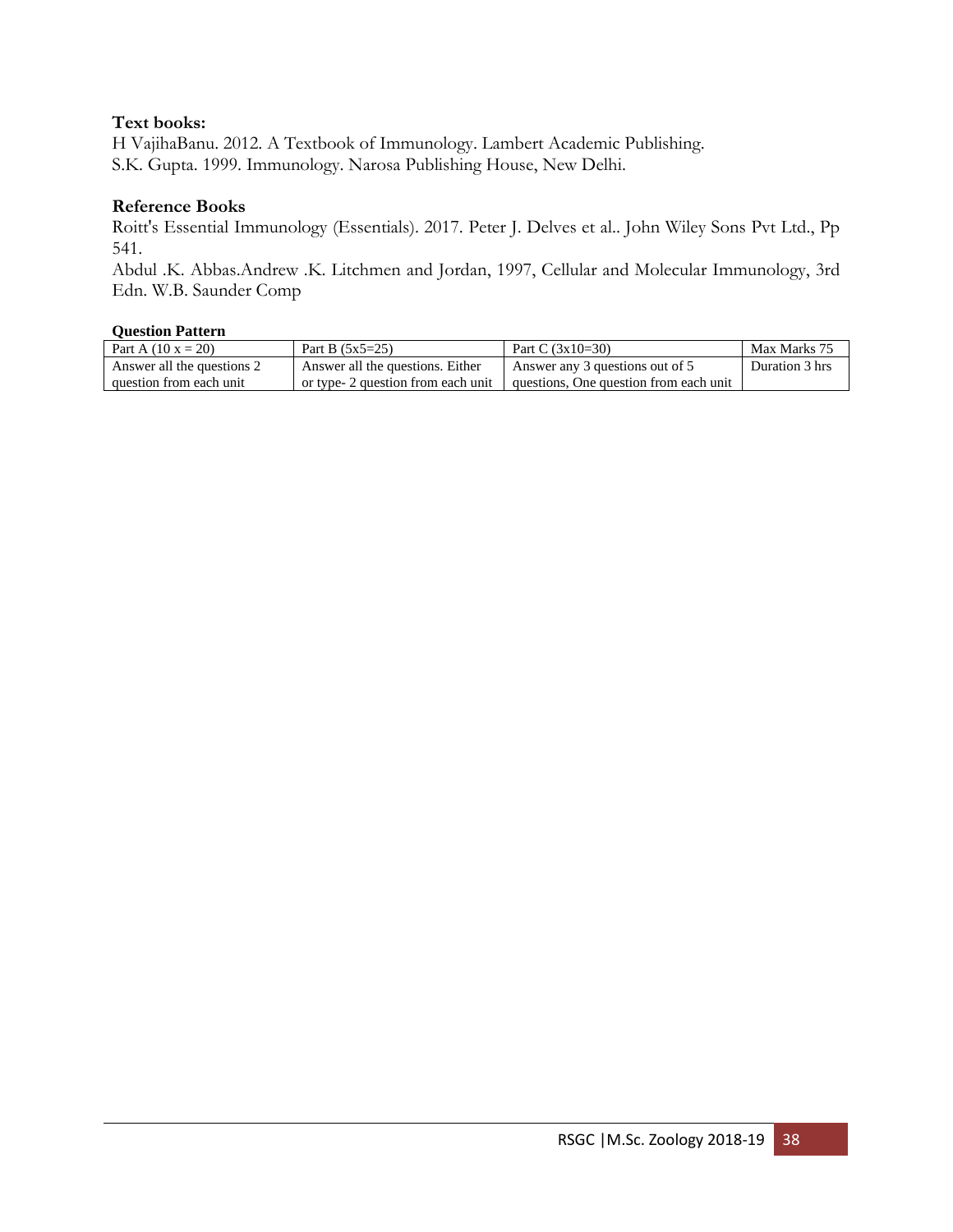**Text books:**

H VajihaBanu. 2012. A Textbook of Immunology. Lambert Academic Publishing.
S.K. Gupta. 1999. Immunology. Narosa Publishing House, New Delhi.

**Reference Books**

Roitt's Essential Immunology (Essentials). 2017. Peter J. Delves et al.. John Wiley Sons Pvt Ltd., Pp 541.
Abdul .K. Abbas.Andrew .K. Litchmen and Jordan, 1997, Cellular and Molecular Immunology, 3rd Edn. W.B. Saunder Comp

**Question Pattern**

| Part A (10 x = 20) | Part B (5x5=25) | Part C (3x10=30) | Max Marks 75 |
|---|---|---|---|
| Answer all the questions 2 question from each unit | Answer all the questions. Either or type- 2 question from each unit | Answer any 3 questions out of 5 questions, One question from each unit | Duration 3 hrs |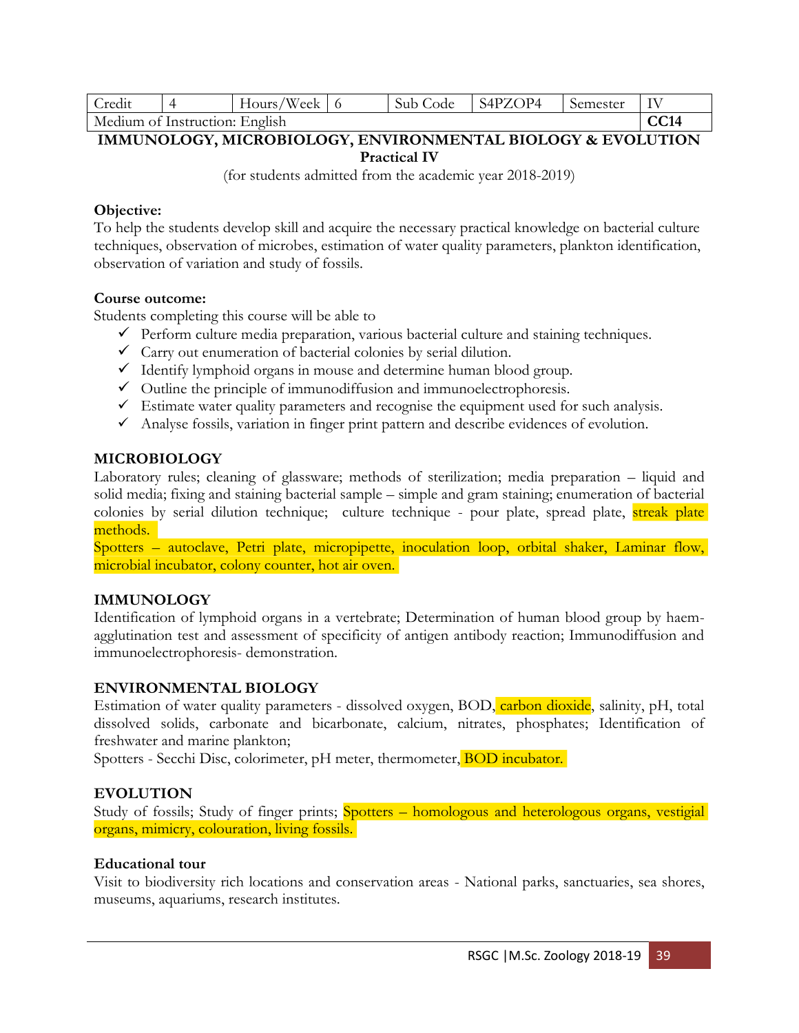| Credit | 4 | Hours/Week | 6 | Sub Code | S4PZOP4 | Semester | IV |
|---|---|---|---|---|---|---|---|
| Medium of Instruction: English | | | | | | | **CC14** |

**IMMUNOLOGY, MICROBIOLOGY, ENVIRONMENTAL BIOLOGY & EVOLUTION**

**Practical IV**

(for students admitted from the academic year 2018-2019)

**Objective:**

To help the students develop skill and acquire the necessary practical knowledge on bacterial culture techniques, observation of microbes, estimation of water quality parameters, plankton identification, observation of variation and study of fossils.

**Course outcome:**

Students completing this course will be able to

- ✓ Perform culture media preparation, various bacterial culture and staining techniques.
- ✓ Carry out enumeration of bacterial colonies by serial dilution.
- ✓ Identify lymphoid organs in mouse and determine human blood group.
- ✓ Outline the principle of immunodiffusion and immunoelectrophoresis.
- ✓ Estimate water quality parameters and recognise the equipment used for such analysis.
- ✓ Analyse fossils, variation in finger print pattern and describe evidences of evolution.

**MICROBIOLOGY**

Laboratory rules; cleaning of glassware; methods of sterilization; media preparation – liquid and solid media; fixing and staining bacterial sample – simple and gram staining; enumeration of bacterial colonies by serial dilution technique; culture technique - pour plate, spread plate, streak plate methods.

Spotters – autoclave, Petri plate, micropipette, inoculation loop, orbital shaker, Laminar flow, microbial incubator, colony counter, hot air oven.

**IMMUNOLOGY**

Identification of lymphoid organs in a vertebrate; Determination of human blood group by haem-agglutination test and assessment of specificity of antigen antibody reaction; Immunodiffusion and immunoelectrophoresis- demonstration.

**ENVIRONMENTAL BIOLOGY**

Estimation of water quality parameters - dissolved oxygen, BOD, carbon dioxide, salinity, pH, total dissolved solids, carbonate and bicarbonate, calcium, nitrates, phosphates; Identification of freshwater and marine plankton;

Spotters - Secchi Disc, colorimeter, pH meter, thermometer, BOD incubator.

**EVOLUTION**

Study of fossils; Study of finger prints; Spotters – homologous and heterologous organs, vestigial organs, mimicry, colouration, living fossils.

**Educational tour**

Visit to biodiversity rich locations and conservation areas - National parks, sanctuaries, sea shores, museums, aquariums, research institutes.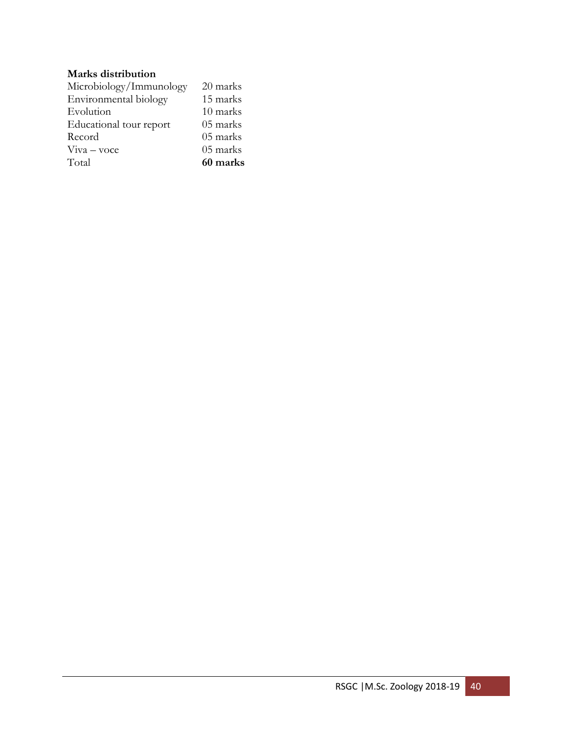**Marks distribution**

| | |
|---|---|
| Microbiology/Immunology | 20 marks |
| Environmental biology | 15 marks |
| Evolution | 10 marks |
| Educational tour report | 05 marks |
| Record | 05 marks |
| Viva – voce | 05 marks |
| Total | **60 marks** |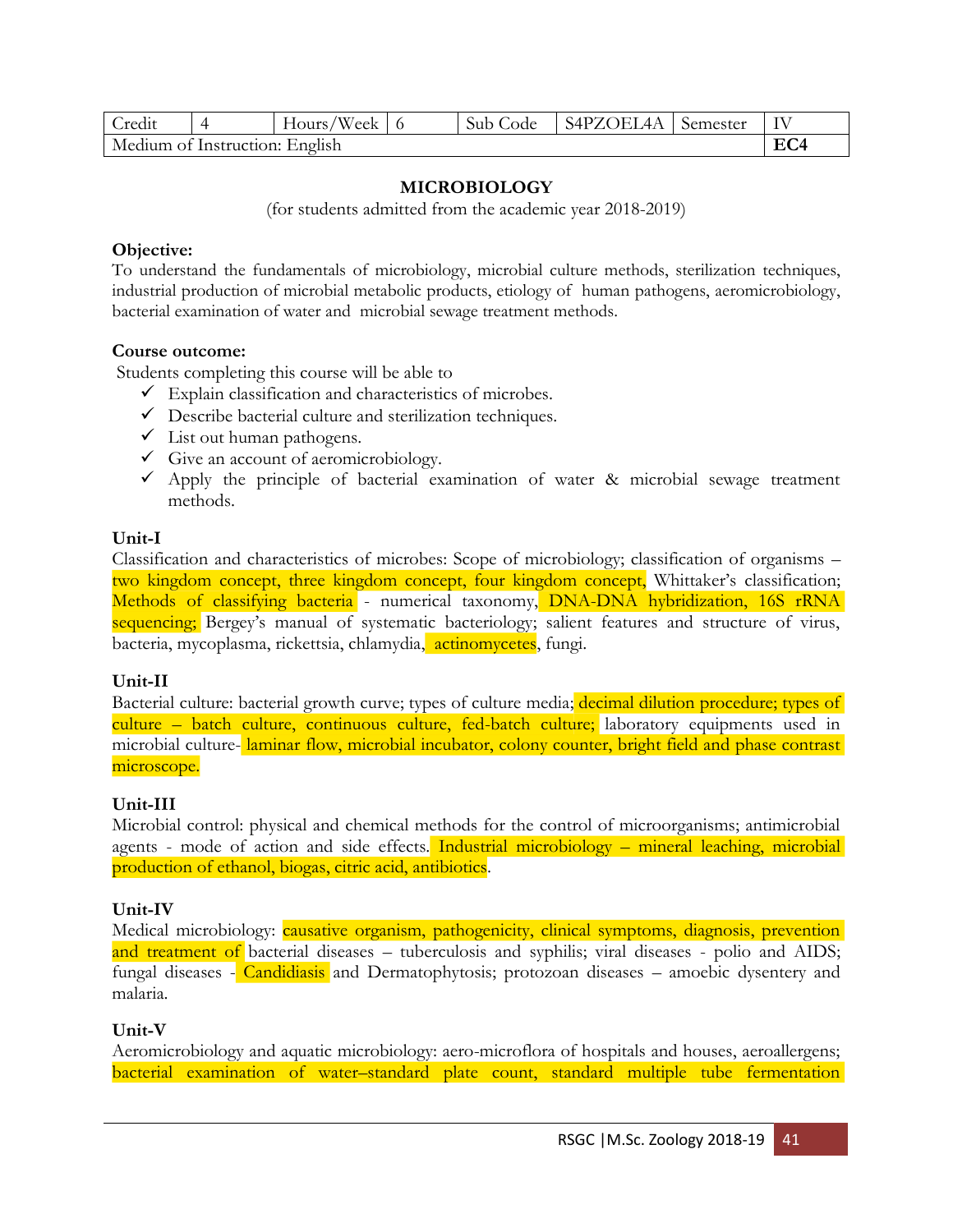| Credit | 4 | Hours/Week | 6 | Sub Code | S4PZOEL4A | Semester | IV |
|---|---|---|---|---|---|---|---|
| Medium of Instruction: English | | | | | | | **EC4** |

## MICROBIOLOGY

(for students admitted from the academic year 2018-2019)

**Objective:**

To understand the fundamentals of microbiology, microbial culture methods, sterilization techniques, industrial production of microbial metabolic products, etiology of human pathogens, aeromicrobiology, bacterial examination of water and microbial sewage treatment methods.

**Course outcome:**

Students completing this course will be able to

- ✓ Explain classification and characteristics of microbes.
- ✓ Describe bacterial culture and sterilization techniques.
- ✓ List out human pathogens.
- ✓ Give an account of aeromicrobiology.
- ✓ Apply the principle of bacterial examination of water & microbial sewage treatment methods.

**Unit-I**

Classification and characteristics of microbes: Scope of microbiology; classification of organisms – two kingdom concept, three kingdom concept, four kingdom concept, Whittaker's classification; Methods of classifying bacteria - numerical taxonomy, DNA-DNA hybridization, 16S rRNA sequencing; Bergey's manual of systematic bacteriology; salient features and structure of virus, bacteria, mycoplasma, rickettsia, chlamydia, actinomycetes, fungi.

**Unit-II**

Bacterial culture: bacterial growth curve; types of culture media; decimal dilution procedure; types of culture – batch culture, continuous culture, fed-batch culture; laboratory equipments used in microbial culture- laminar flow, microbial incubator, colony counter, bright field and phase contrast microscope.

**Unit-III**

Microbial control: physical and chemical methods for the control of microorganisms; antimicrobial agents - mode of action and side effects. Industrial microbiology – mineral leaching, microbial production of ethanol, biogas, citric acid, antibiotics.

**Unit-IV**

Medical microbiology: causative organism, pathogenicity, clinical symptoms, diagnosis, prevention and treatment of bacterial diseases – tuberculosis and syphilis; viral diseases - polio and AIDS; fungal diseases - Candidiasis and Dermatophytosis; protozoan diseases – amoebic dysentery and malaria.

**Unit-V**

Aeromicrobiology and aquatic microbiology: aero-microflora of hospitals and houses, aeroallergens; bacterial examination of water–standard plate count, standard multiple tube fermentation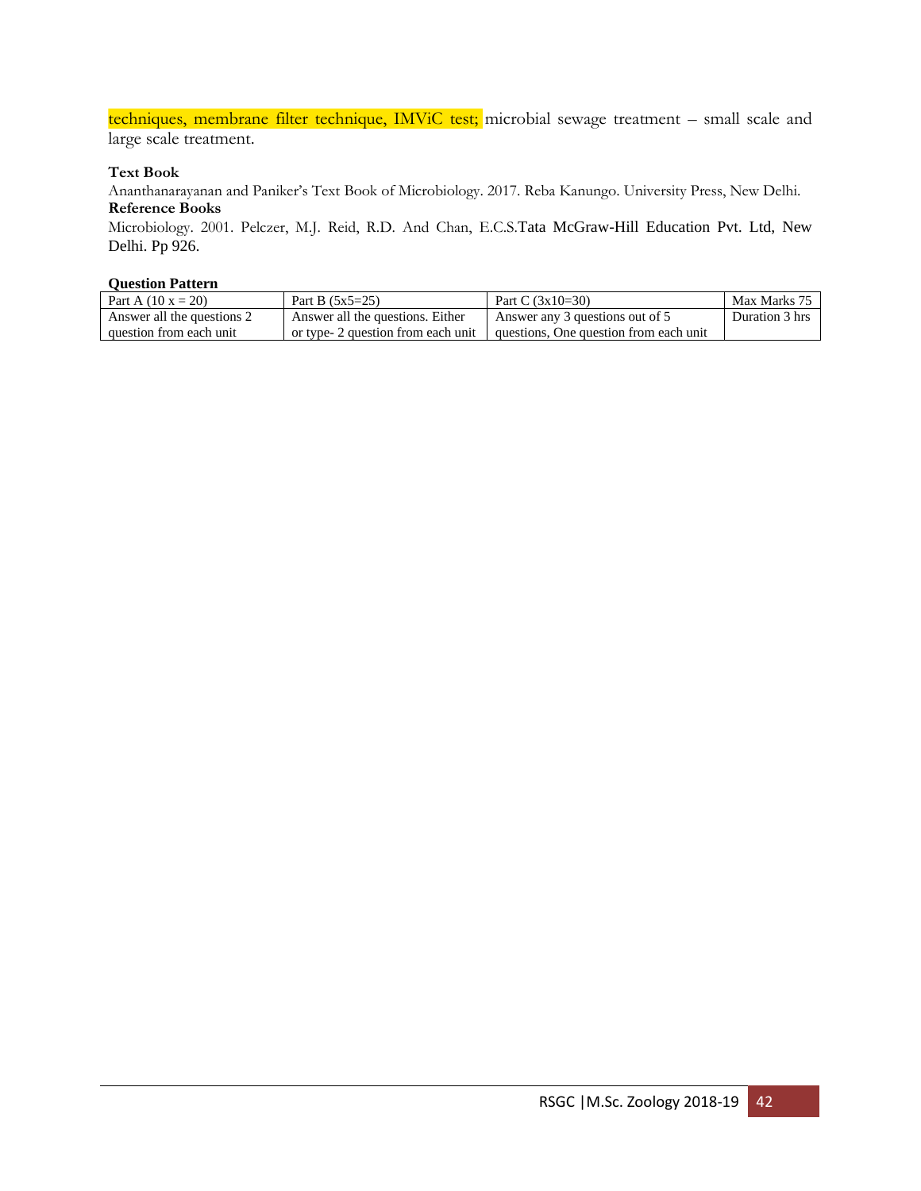techniques, membrane filter technique, IMViC test; microbial sewage treatment – small scale and large scale treatment.

**Text Book**

Ananthanarayanan and Paniker's Text Book of Microbiology. 2017. Reba Kanungo. University Press, New Delhi.

**Reference Books**

Microbiology. 2001. Pelczer, M.J. Reid, R.D. And Chan, E.C.S.Tata McGraw-Hill Education Pvt. Ltd, New Delhi. Pp 926.

**Question Pattern**

| Part A (10 x = 20) | Part B (5x5=25) | Part C (3x10=30) | Max Marks 75 |
|---|---|---|---|
| Answer all the questions 2 question from each unit | Answer all the questions. Either or type- 2 question from each unit | Answer any 3 questions out of 5 questions, One question from each unit | Duration 3 hrs |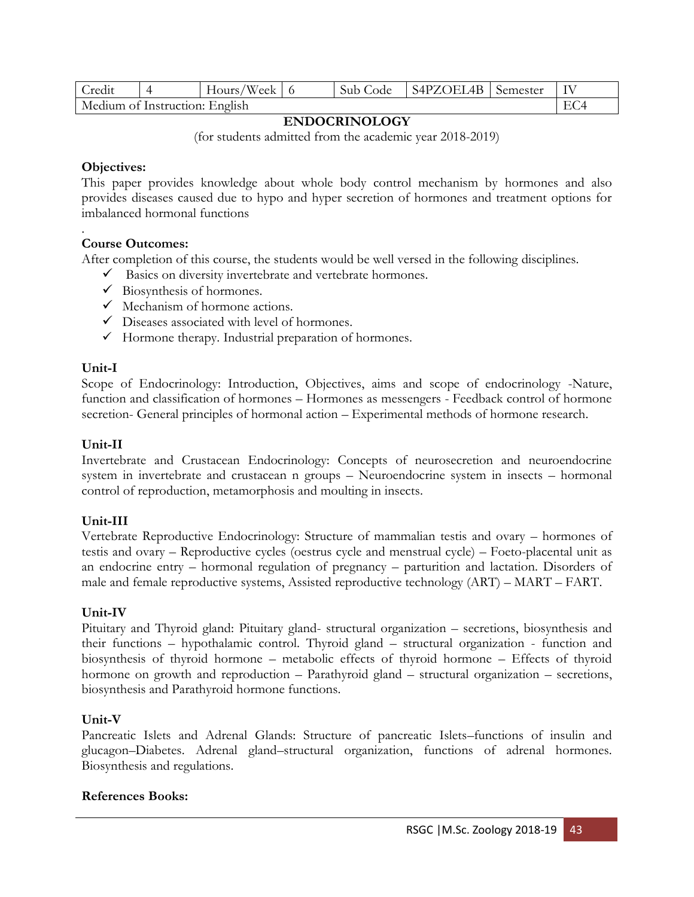| Credit | 4 | Hours/Week | 6 | Sub Code | S4PZOEL4B | Semester | IV |
|---|---|---|---|---|---|---|---|
| Medium of Instruction: English | | | | | | | EC4 |

## ENDOCRINOLOGY

(for students admitted from the academic year 2018-2019)

**Objectives:**

This paper provides knowledge about whole body control mechanism by hormones and also provides diseases caused due to hypo and hyper secretion of hormones and treatment options for imbalanced hormonal functions

.

**Course Outcomes:**

After completion of this course, the students would be well versed in the following disciplines.

- ✓ Basics on diversity invertebrate and vertebrate hormones.
- ✓ Biosynthesis of hormones.
- ✓ Mechanism of hormone actions.
- ✓ Diseases associated with level of hormones.
- ✓ Hormone therapy. Industrial preparation of hormones.

**Unit-I**

Scope of Endocrinology: Introduction, Objectives, aims and scope of endocrinology -Nature, function and classification of hormones – Hormones as messengers - Feedback control of hormone secretion- General principles of hormonal action – Experimental methods of hormone research.

**Unit-II**

Invertebrate and Crustacean Endocrinology: Concepts of neurosecretion and neuroendocrine system in invertebrate and crustacean n groups – Neuroendocrine system in insects – hormonal control of reproduction, metamorphosis and moulting in insects.

**Unit-III**

Vertebrate Reproductive Endocrinology: Structure of mammalian testis and ovary – hormones of testis and ovary – Reproductive cycles (oestrus cycle and menstrual cycle) – Foeto-placental unit as an endocrine entry – hormonal regulation of pregnancy – parturition and lactation. Disorders of male and female reproductive systems, Assisted reproductive technology (ART) – MART – FART.

**Unit-IV**

Pituitary and Thyroid gland: Pituitary gland- structural organization – secretions, biosynthesis and their functions – hypothalamic control. Thyroid gland – structural organization - function and biosynthesis of thyroid hormone – metabolic effects of thyroid hormone – Effects of thyroid hormone on growth and reproduction – Parathyroid gland – structural organization – secretions, biosynthesis and Parathyroid hormone functions.

**Unit-V**

Pancreatic Islets and Adrenal Glands: Structure of pancreatic Islets–functions of insulin and glucagon–Diabetes. Adrenal gland–structural organization, functions of adrenal hormones. Biosynthesis and regulations.

**References Books:**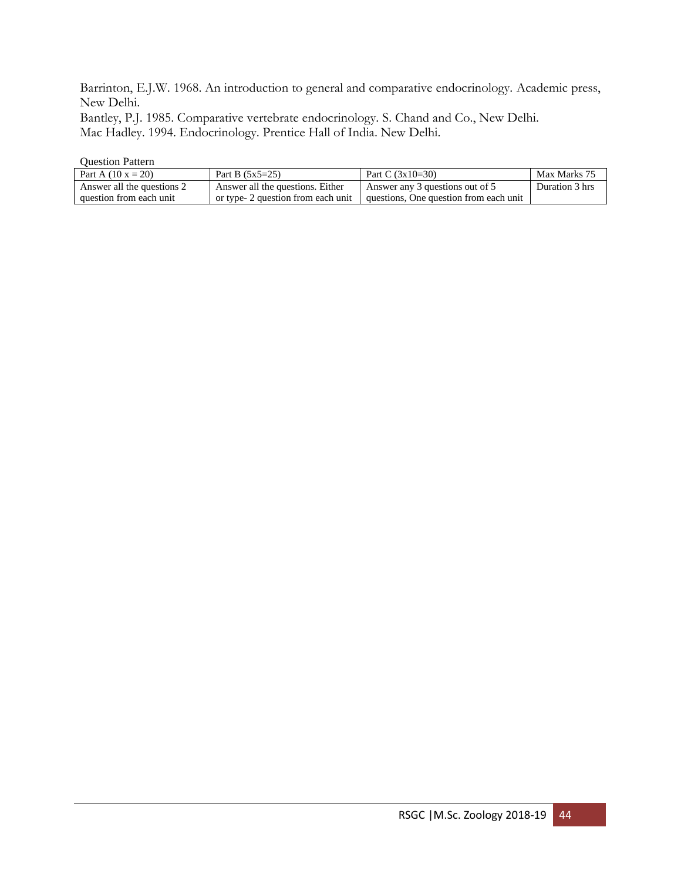Barrinton, E.J.W. 1968. An introduction to general and comparative endocrinology. Academic press, New Delhi.
Bantley, P.J. 1985. Comparative vertebrate endocrinology. S. Chand and Co., New Delhi.
Mac Hadley. 1994. Endocrinology. Prentice Hall of India. New Delhi.

Question Pattern

| Part A (10 x = 20) | Part B (5x5=25) | Part C (3x10=30) | Max Marks 75 |
|---|---|---|---|
| Answer all the questions 2 question from each unit | Answer all the questions. Either or type- 2 question from each unit | Answer any 3 questions out of 5 questions, One question from each unit | Duration 3 hrs |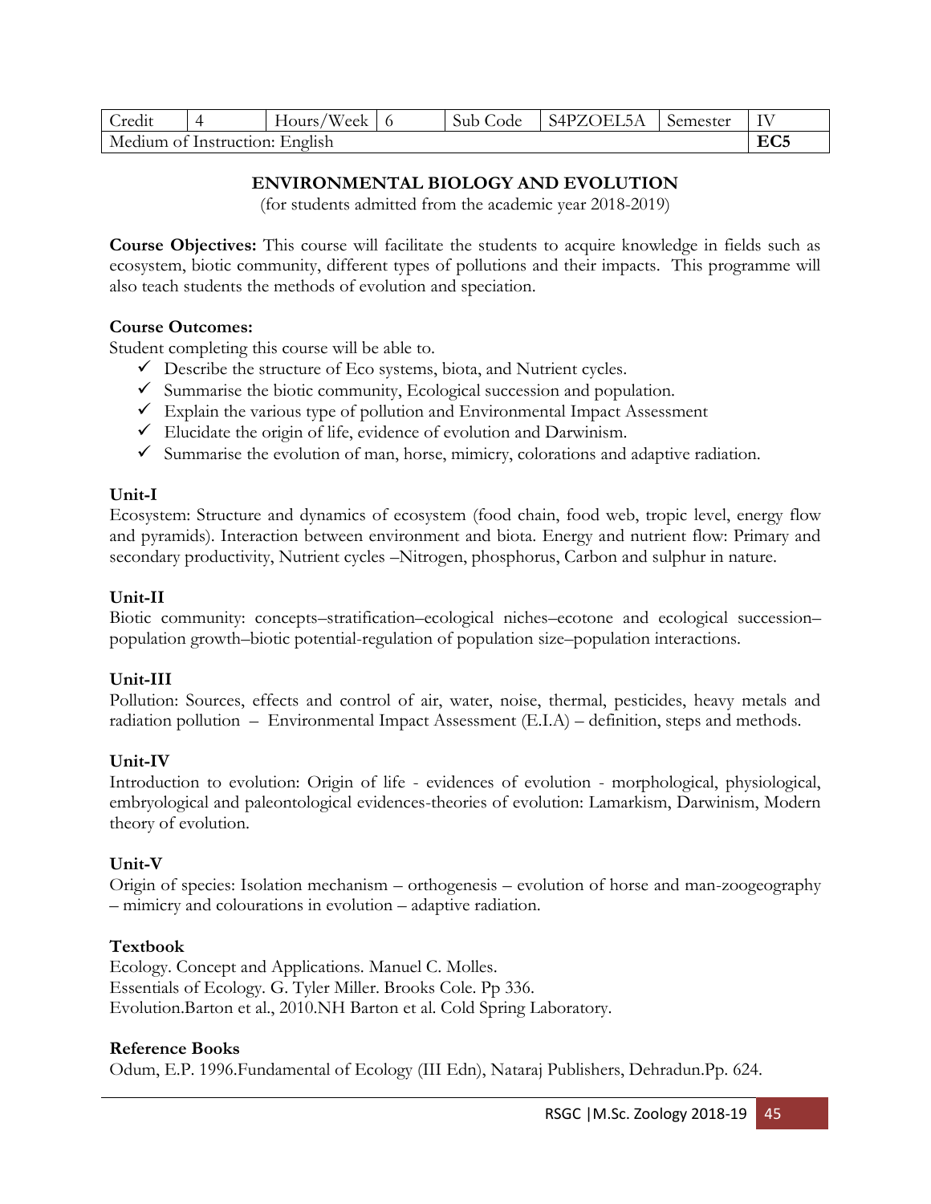| Credit | 4 | Hours/Week | 6 | Sub Code | S4PZOEL5A | Semester | IV |
|---|---|---|---|---|---|---|---|
| Medium of Instruction: English | | | | | | | **EC5** |

## ENVIRONMENTAL BIOLOGY AND EVOLUTION

(for students admitted from the academic year 2018-2019)

**Course Objectives:** This course will facilitate the students to acquire knowledge in fields such as ecosystem, biotic community, different types of pollutions and their impacts. This programme will also teach students the methods of evolution and speciation.

**Course Outcomes:**

Student completing this course will be able to.

- ✓ Describe the structure of Eco systems, biota, and Nutrient cycles.
- ✓ Summarise the biotic community, Ecological succession and population.
- ✓ Explain the various type of pollution and Environmental Impact Assessment
- ✓ Elucidate the origin of life, evidence of evolution and Darwinism.
- ✓ Summarise the evolution of man, horse, mimicry, colorations and adaptive radiation.

**Unit-I**

Ecosystem: Structure and dynamics of ecosystem (food chain, food web, tropic level, energy flow and pyramids). Interaction between environment and biota. Energy and nutrient flow: Primary and secondary productivity, Nutrient cycles –Nitrogen, phosphorus, Carbon and sulphur in nature.

**Unit-II**

Biotic community: concepts–stratification–ecological niches–ecotone and ecological succession–population growth–biotic potential-regulation of population size–population interactions.

**Unit-III**

Pollution: Sources, effects and control of air, water, noise, thermal, pesticides, heavy metals and radiation pollution – Environmental Impact Assessment (E.I.A) – definition, steps and methods.

**Unit-IV**

Introduction to evolution: Origin of life - evidences of evolution - morphological, physiological, embryological and paleontological evidences-theories of evolution: Lamarkism, Darwinism, Modern theory of evolution.

**Unit-V**

Origin of species: Isolation mechanism – orthogenesis – evolution of horse and man-zoogeography – mimicry and colourations in evolution – adaptive radiation.

**Textbook**

Ecology. Concept and Applications. Manuel C. Molles.
Essentials of Ecology. G. Tyler Miller. Brooks Cole. Pp 336.
Evolution.Barton et al., 2010.NH Barton et al. Cold Spring Laboratory.

**Reference Books**

Odum, E.P. 1996.Fundamental of Ecology (III Edn), Nataraj Publishers, Dehradun.Pp. 624.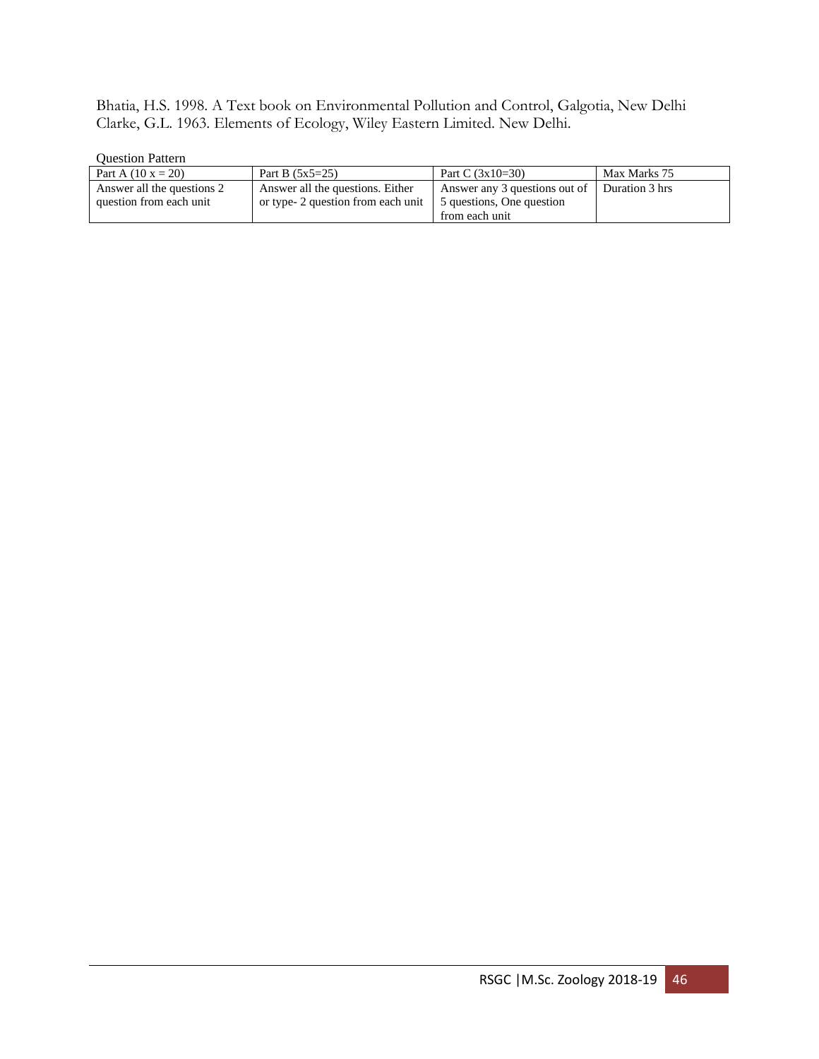Bhatia, H.S. 1998. A Text book on Environmental Pollution and Control, Galgotia, New Delhi
Clarke, G.L. 1963. Elements of Ecology, Wiley Eastern Limited. New Delhi.

Question Pattern

| Part A (10 x = 20) | Part B (5x5=25) | Part C (3x10=30) | Max Marks 75 |
|---|---|---|---|
| Answer all the questions 2 question from each unit | Answer all the questions. Either or type- 2 question from each unit | Answer any 3 questions out of 5 questions, One question from each unit | Duration 3 hrs |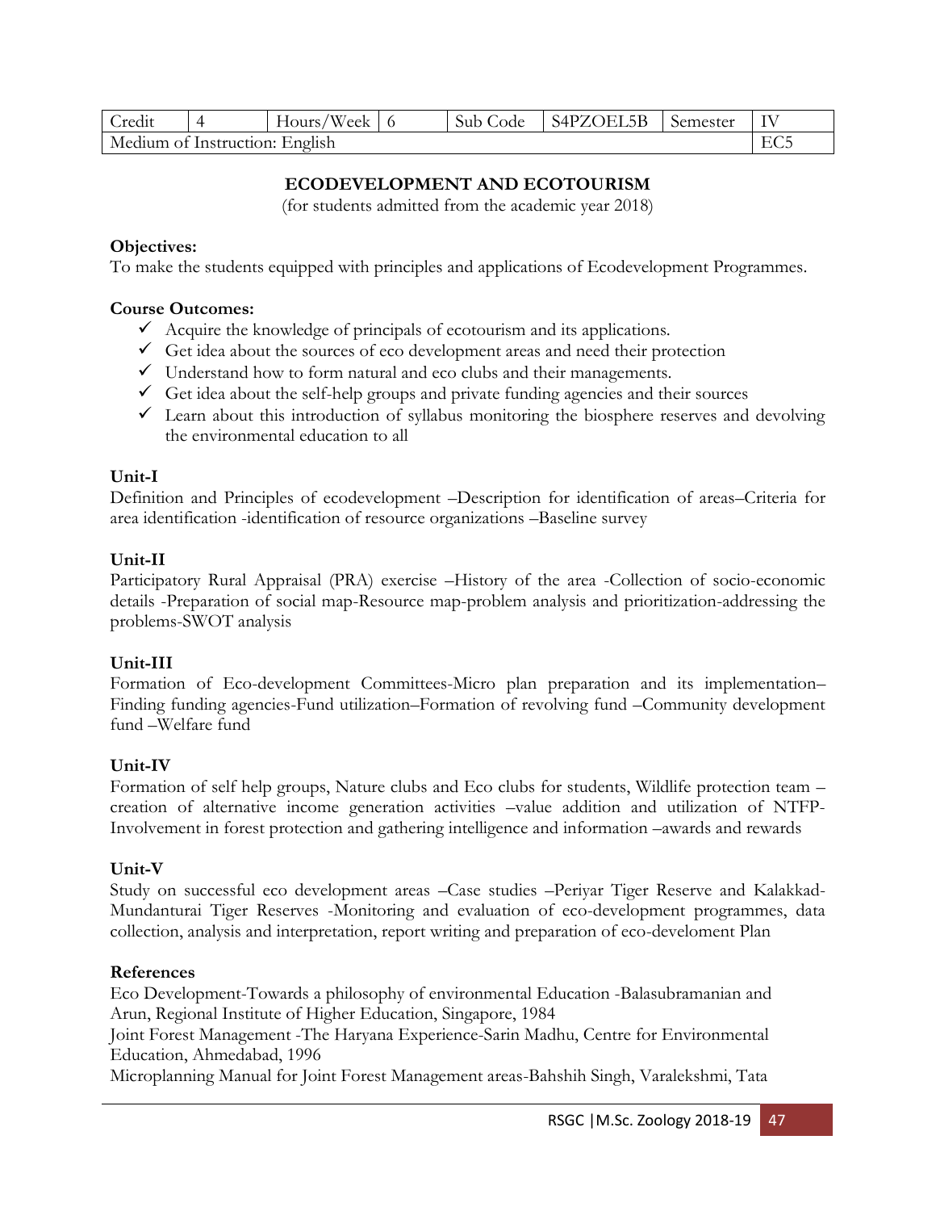| Credit | 4 | Hours/Week | 6 | Sub Code | S4PZOEL5B | Semester | IV |
|---|---|---|---|---|---|---|---|
| Medium of Instruction: English | | | | | | | EC5 |

## ECODEVELOPMENT AND ECOTOURISM

(for students admitted from the academic year 2018)

**Objectives:**

To make the students equipped with principles and applications of Ecodevelopment Programmes.

**Course Outcomes:**

- ✓ Acquire the knowledge of principals of ecotourism and its applications.
- ✓ Get idea about the sources of eco development areas and need their protection
- ✓ Understand how to form natural and eco clubs and their managements.
- ✓ Get idea about the self-help groups and private funding agencies and their sources
- ✓ Learn about this introduction of syllabus monitoring the biosphere reserves and devolving the environmental education to all

**Unit-I**

Definition and Principles of ecodevelopment –Description for identification of areas–Criteria for area identification -identification of resource organizations –Baseline survey

**Unit-II**

Participatory Rural Appraisal (PRA) exercise –History of the area -Collection of socio-economic details -Preparation of social map-Resource map-problem analysis and prioritization-addressing the problems-SWOT analysis

**Unit-III**

Formation of Eco-development Committees-Micro plan preparation and its implementation–Finding funding agencies-Fund utilization–Formation of revolving fund –Community development fund –Welfare fund

**Unit-IV**

Formation of self help groups, Nature clubs and Eco clubs for students, Wildlife protection team –creation of alternative income generation activities –value addition and utilization of NTFP-Involvement in forest protection and gathering intelligence and information –awards and rewards

**Unit-V**

Study on successful eco development areas –Case studies –Periyar Tiger Reserve and Kalakkad-Mundanturai Tiger Reserves -Monitoring and evaluation of eco-development programmes, data collection, analysis and interpretation, report writing and preparation of eco-develoment Plan

**References**

Eco Development-Towards a philosophy of environmental Education -Balasubramanian and Arun, Regional Institute of Higher Education, Singapore, 1984

Joint Forest Management -The Haryana Experience-Sarin Madhu, Centre for Environmental Education, Ahmedabad, 1996

Microplanning Manual for Joint Forest Management areas-Bahshih Singh, Varalekshmi, Tata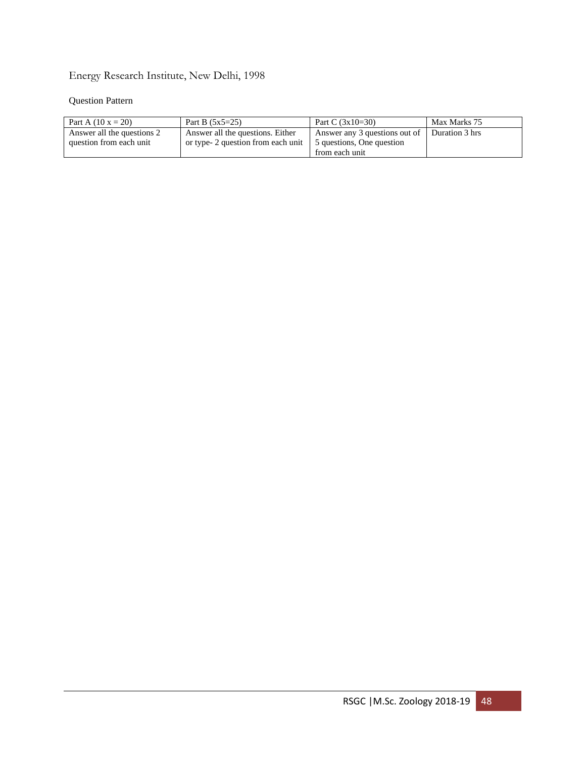Energy Research Institute, New Delhi, 1998

Question Pattern

| Part A (10 x = 20) | Part B (5x5=25) | Part C (3x10=30) | Max Marks 75 |
|---|---|---|---|
| Answer all the questions 2 question from each unit | Answer all the questions. Either or type- 2 question from each unit | Answer any 3 questions out of 5 questions, One question from each unit | Duration 3 hrs |